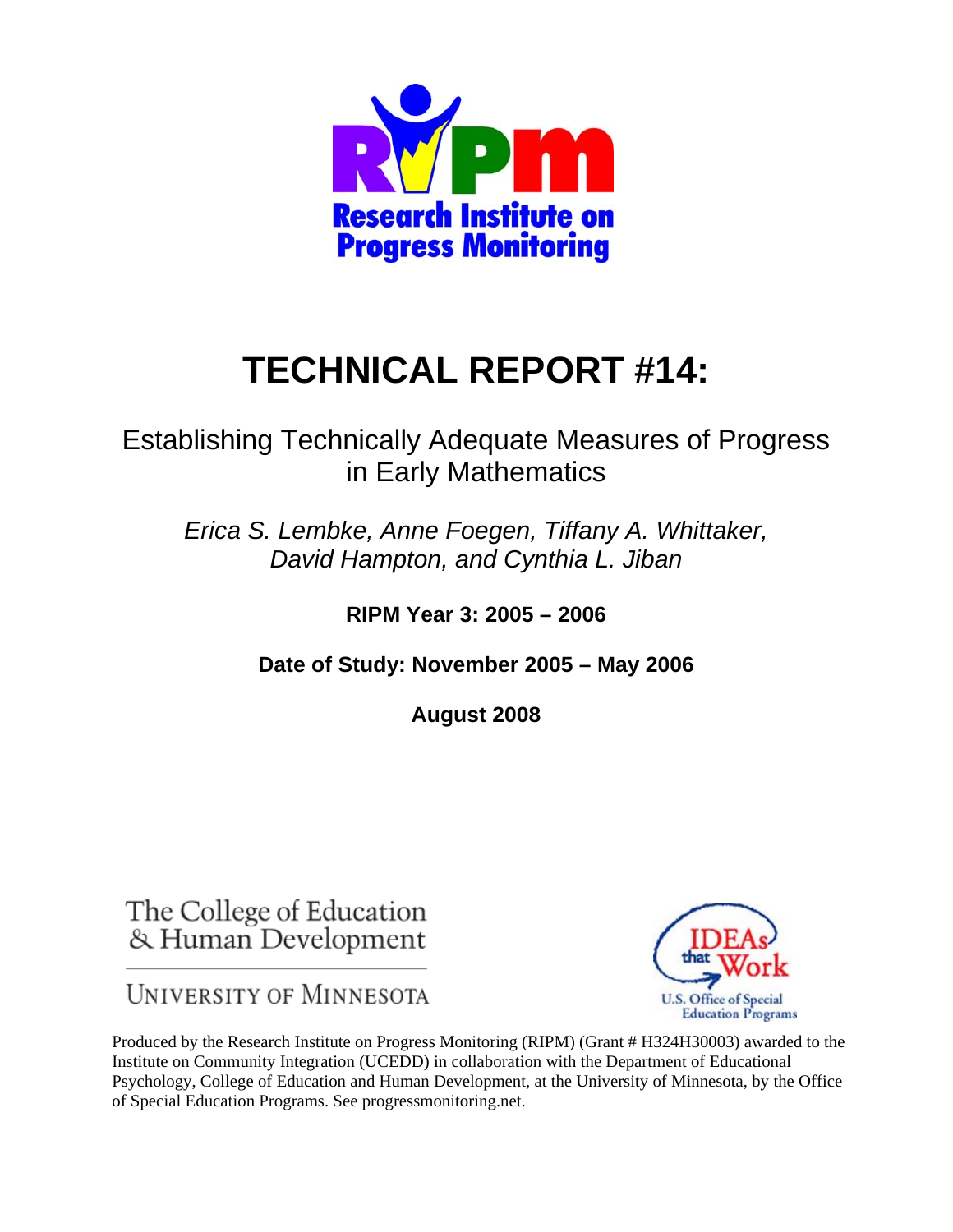Research Institute on Progress Monitoring

# TECHNICAL REPORT #14:

## Establishing Technically Adequate Measures of Progress in Early Mathematics

*Erica S. Lembke, Anne Foegen, Tiffany A. Whittaker, David Hampton, and Cynthia L. Jiban*

**RIPM Year 3: 2005 – 2006**

**Date of Study: November 2005 – May 2006**

**August 2008**

The College of Education & Human Development

UNIVERSITY OF MINNESOTA

IDEAs that Work

U.S. Office of Special Education Programs

Produced by the Research Institute on Progress Monitoring (RIPM) (Grant # H324H30003) awarded to the Institute on Community Integration (UCEDD) in collaboration with the Department of Educational Psychology, College of Education and Human Development, at the University of Minnesota, by the Office of Special Education Programs. See progressmonitoring.net.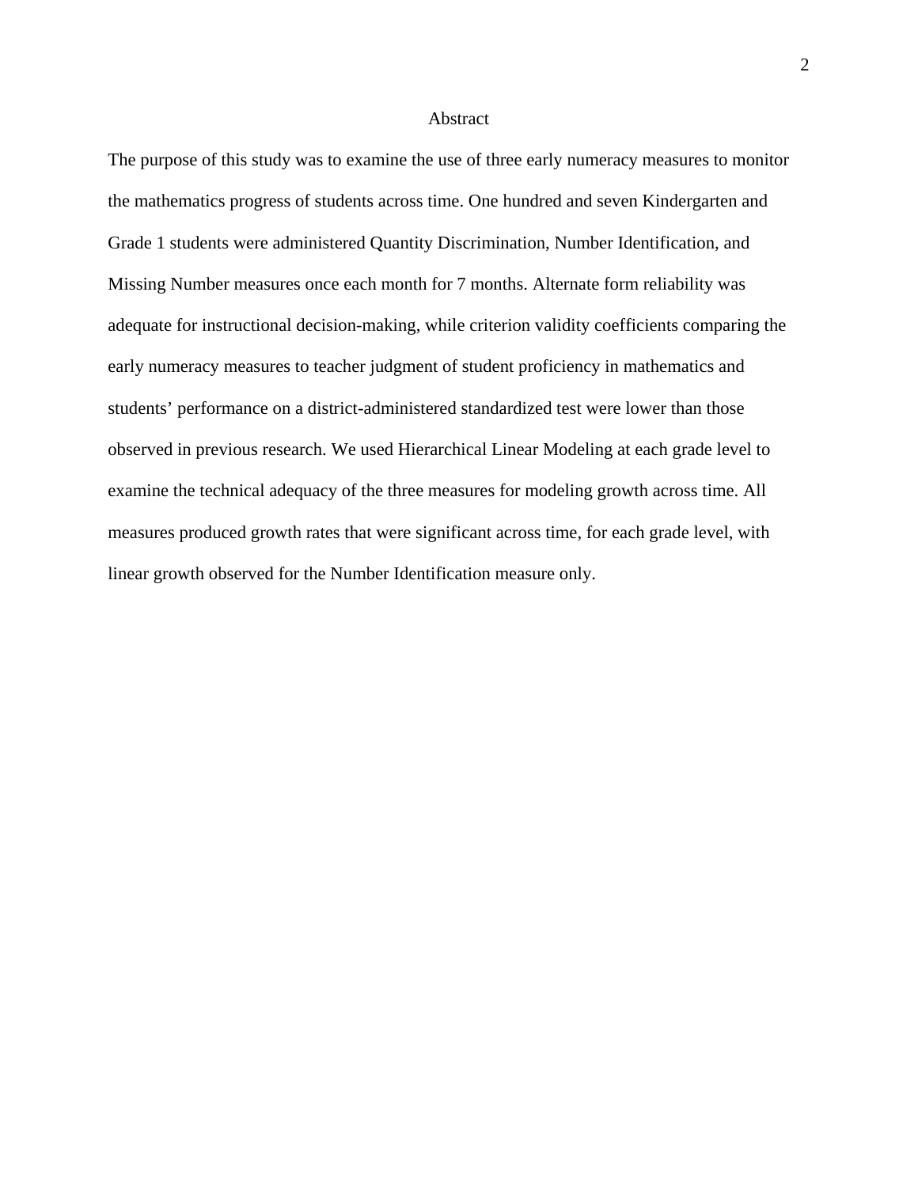# Abstract

The purpose of this study was to examine the use of three early numeracy measures to monitor the mathematics progress of students across time. One hundred and seven Kindergarten and Grade 1 students were administered Quantity Discrimination, Number Identification, and Missing Number measures once each month for 7 months. Alternate form reliability was adequate for instructional decision-making, while criterion validity coefficients comparing the early numeracy measures to teacher judgment of student proficiency in mathematics and students' performance on a district-administered standardized test were lower than those observed in previous research. We used Hierarchical Linear Modeling at each grade level to examine the technical adequacy of the three measures for modeling growth across time. All measures produced growth rates that were significant across time, for each grade level, with linear growth observed for the Number Identification measure only.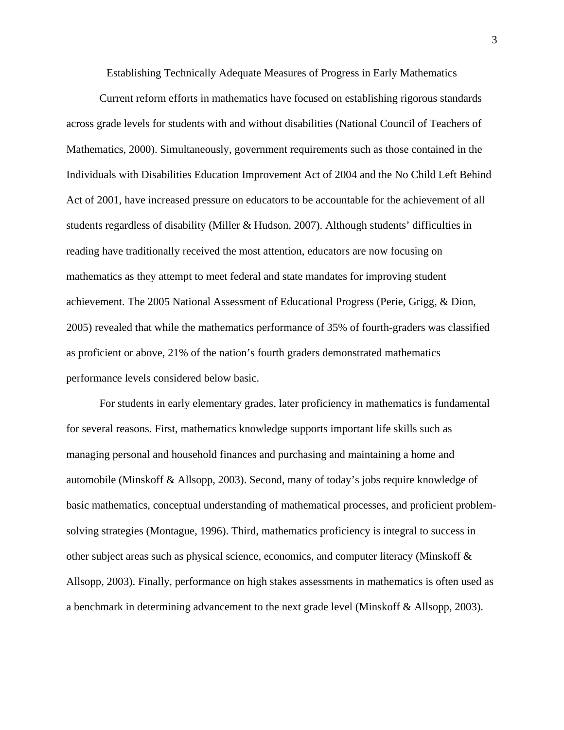# Establishing Technically Adequate Measures of Progress in Early Mathematics

Current reform efforts in mathematics have focused on establishing rigorous standards across grade levels for students with and without disabilities (National Council of Teachers of Mathematics, 2000). Simultaneously, government requirements such as those contained in the Individuals with Disabilities Education Improvement Act of 2004 and the No Child Left Behind Act of 2001, have increased pressure on educators to be accountable for the achievement of all students regardless of disability (Miller & Hudson, 2007). Although students' difficulties in reading have traditionally received the most attention, educators are now focusing on mathematics as they attempt to meet federal and state mandates for improving student achievement. The 2005 National Assessment of Educational Progress (Perie, Grigg, & Dion, 2005) revealed that while the mathematics performance of 35% of fourth-graders was classified as proficient or above, 21% of the nation's fourth graders demonstrated mathematics performance levels considered below basic.

For students in early elementary grades, later proficiency in mathematics is fundamental for several reasons. First, mathematics knowledge supports important life skills such as managing personal and household finances and purchasing and maintaining a home and automobile (Minskoff & Allsopp, 2003). Second, many of today's jobs require knowledge of basic mathematics, conceptual understanding of mathematical processes, and proficient problem-solving strategies (Montague, 1996). Third, mathematics proficiency is integral to success in other subject areas such as physical science, economics, and computer literacy (Minskoff & Allsopp, 2003). Finally, performance on high stakes assessments in mathematics is often used as a benchmark in determining advancement to the next grade level (Minskoff & Allsopp, 2003).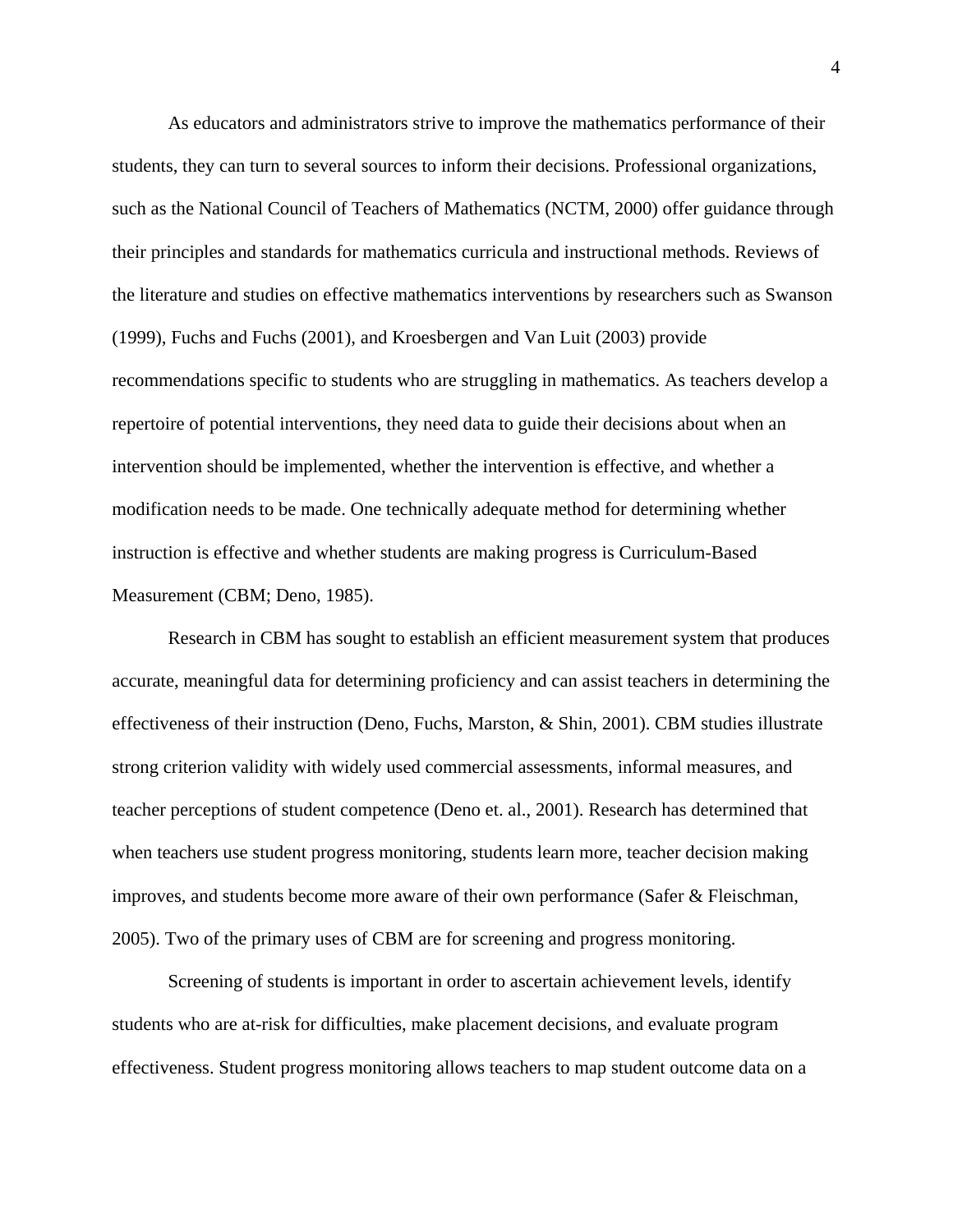As educators and administrators strive to improve the mathematics performance of their students, they can turn to several sources to inform their decisions. Professional organizations, such as the National Council of Teachers of Mathematics (NCTM, 2000) offer guidance through their principles and standards for mathematics curricula and instructional methods. Reviews of the literature and studies on effective mathematics interventions by researchers such as Swanson (1999), Fuchs and Fuchs (2001), and Kroesbergen and Van Luit (2003) provide recommendations specific to students who are struggling in mathematics. As teachers develop a repertoire of potential interventions, they need data to guide their decisions about when an intervention should be implemented, whether the intervention is effective, and whether a modification needs to be made. One technically adequate method for determining whether instruction is effective and whether students are making progress is Curriculum-Based Measurement (CBM; Deno, 1985).

Research in CBM has sought to establish an efficient measurement system that produces accurate, meaningful data for determining proficiency and can assist teachers in determining the effectiveness of their instruction (Deno, Fuchs, Marston, & Shin, 2001). CBM studies illustrate strong criterion validity with widely used commercial assessments, informal measures, and teacher perceptions of student competence (Deno et. al., 2001). Research has determined that when teachers use student progress monitoring, students learn more, teacher decision making improves, and students become more aware of their own performance (Safer & Fleischman, 2005). Two of the primary uses of CBM are for screening and progress monitoring.

Screening of students is important in order to ascertain achievement levels, identify students who are at-risk for difficulties, make placement decisions, and evaluate program effectiveness. Student progress monitoring allows teachers to map student outcome data on a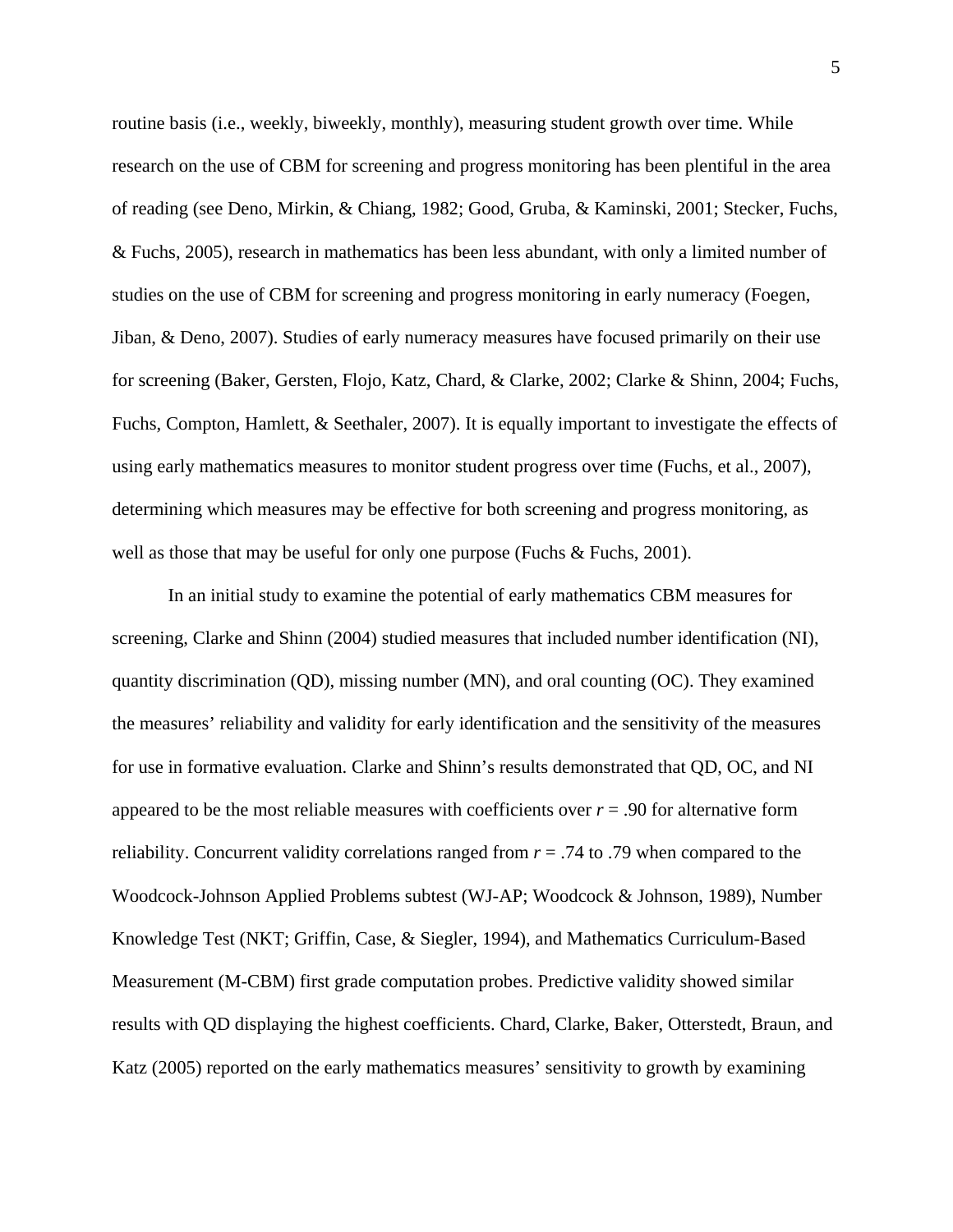routine basis (i.e., weekly, biweekly, monthly), measuring student growth over time. While research on the use of CBM for screening and progress monitoring has been plentiful in the area of reading (see Deno, Mirkin, & Chiang, 1982; Good, Gruba, & Kaminski, 2001; Stecker, Fuchs, & Fuchs, 2005), research in mathematics has been less abundant, with only a limited number of studies on the use of CBM for screening and progress monitoring in early numeracy (Foegen, Jiban, & Deno, 2007). Studies of early numeracy measures have focused primarily on their use for screening (Baker, Gersten, Flojo, Katz, Chard, & Clarke, 2002; Clarke & Shinn, 2004; Fuchs, Fuchs, Compton, Hamlett, & Seethaler, 2007). It is equally important to investigate the effects of using early mathematics measures to monitor student progress over time (Fuchs, et al., 2007), determining which measures may be effective for both screening and progress monitoring, as well as those that may be useful for only one purpose (Fuchs & Fuchs, 2001).

In an initial study to examine the potential of early mathematics CBM measures for screening, Clarke and Shinn (2004) studied measures that included number identification (NI), quantity discrimination (QD), missing number (MN), and oral counting (OC). They examined the measures' reliability and validity for early identification and the sensitivity of the measures for use in formative evaluation. Clarke and Shinn's results demonstrated that QD, OC, and NI appeared to be the most reliable measures with coefficients over $r$ = .90 for alternative form reliability. Concurrent validity correlations ranged from $r$ = .74 to .79 when compared to the Woodcock-Johnson Applied Problems subtest (WJ-AP; Woodcock & Johnson, 1989), Number Knowledge Test (NKT; Griffin, Case, & Siegler, 1994), and Mathematics Curriculum-Based Measurement (M-CBM) first grade computation probes. Predictive validity showed similar results with QD displaying the highest coefficients. Chard, Clarke, Baker, Otterstedt, Braun, and Katz (2005) reported on the early mathematics measures' sensitivity to growth by examining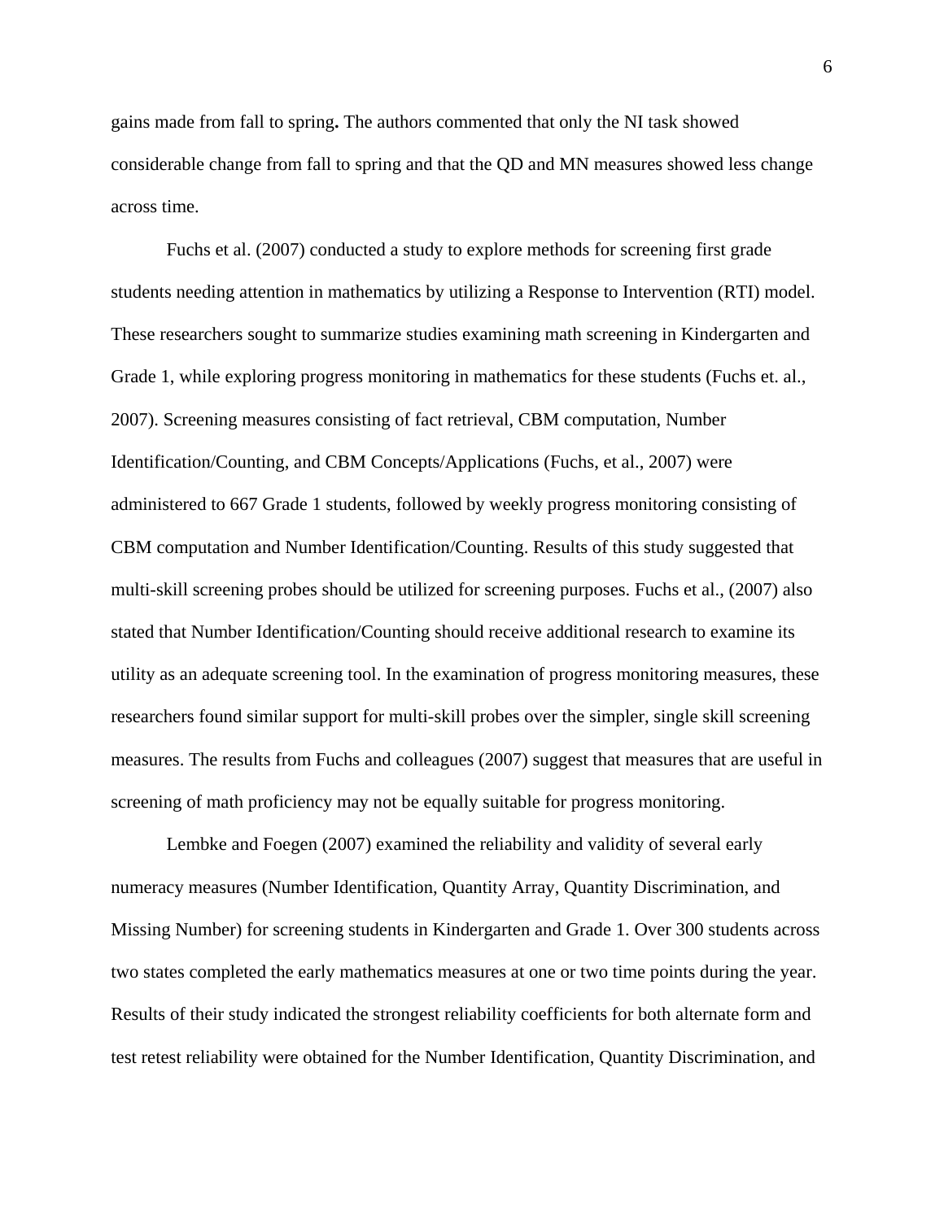gains made from fall to spring**.** The authors commented that only the NI task showed considerable change from fall to spring and that the QD and MN measures showed less change across time.

Fuchs et al. (2007) conducted a study to explore methods for screening first grade students needing attention in mathematics by utilizing a Response to Intervention (RTI) model. These researchers sought to summarize studies examining math screening in Kindergarten and Grade 1, while exploring progress monitoring in mathematics for these students (Fuchs et. al., 2007). Screening measures consisting of fact retrieval, CBM computation, Number Identification/Counting, and CBM Concepts/Applications (Fuchs, et al., 2007) were administered to 667 Grade 1 students, followed by weekly progress monitoring consisting of CBM computation and Number Identification/Counting. Results of this study suggested that multi-skill screening probes should be utilized for screening purposes. Fuchs et al., (2007) also stated that Number Identification/Counting should receive additional research to examine its utility as an adequate screening tool. In the examination of progress monitoring measures, these researchers found similar support for multi-skill probes over the simpler, single skill screening measures. The results from Fuchs and colleagues (2007) suggest that measures that are useful in screening of math proficiency may not be equally suitable for progress monitoring.

Lembke and Foegen (2007) examined the reliability and validity of several early numeracy measures (Number Identification, Quantity Array, Quantity Discrimination, and Missing Number) for screening students in Kindergarten and Grade 1. Over 300 students across two states completed the early mathematics measures at one or two time points during the year. Results of their study indicated the strongest reliability coefficients for both alternate form and test retest reliability were obtained for the Number Identification, Quantity Discrimination, and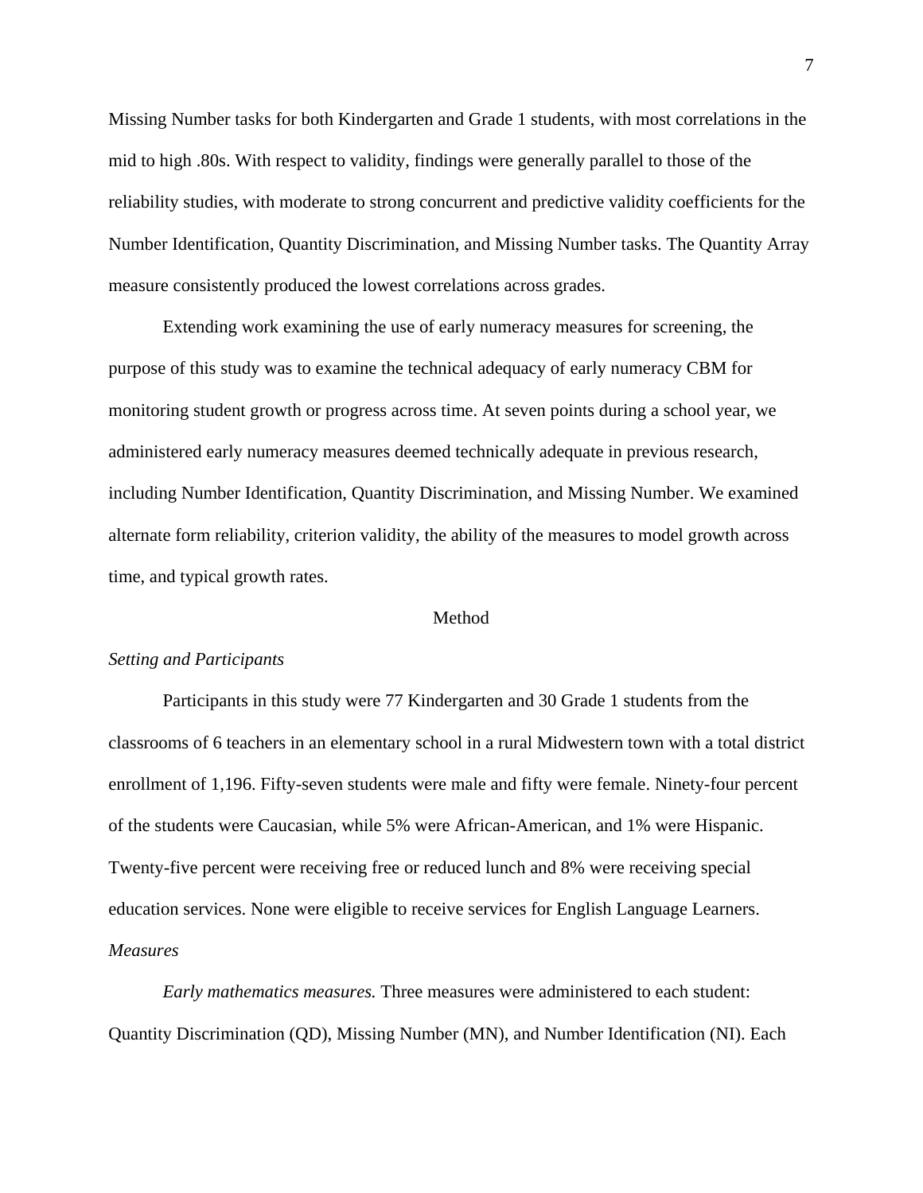Missing Number tasks for both Kindergarten and Grade 1 students, with most correlations in the mid to high .80s. With respect to validity, findings were generally parallel to those of the reliability studies, with moderate to strong concurrent and predictive validity coefficients for the Number Identification, Quantity Discrimination, and Missing Number tasks. The Quantity Array measure consistently produced the lowest correlations across grades.

Extending work examining the use of early numeracy measures for screening, the purpose of this study was to examine the technical adequacy of early numeracy CBM for monitoring student growth or progress across time. At seven points during a school year, we administered early numeracy measures deemed technically adequate in previous research, including Number Identification, Quantity Discrimination, and Missing Number. We examined alternate form reliability, criterion validity, the ability of the measures to model growth across time, and typical growth rates.

# Method

## *Setting and Participants*

Participants in this study were 77 Kindergarten and 30 Grade 1 students from the classrooms of 6 teachers in an elementary school in a rural Midwestern town with a total district enrollment of 1,196. Fifty-seven students were male and fifty were female. Ninety-four percent of the students were Caucasian, while 5% were African-American, and 1% were Hispanic. Twenty-five percent were receiving free or reduced lunch and 8% were receiving special education services. None were eligible to receive services for English Language Learners.

## *Measures*

*Early mathematics measures.* Three measures were administered to each student: Quantity Discrimination (QD), Missing Number (MN), and Number Identification (NI). Each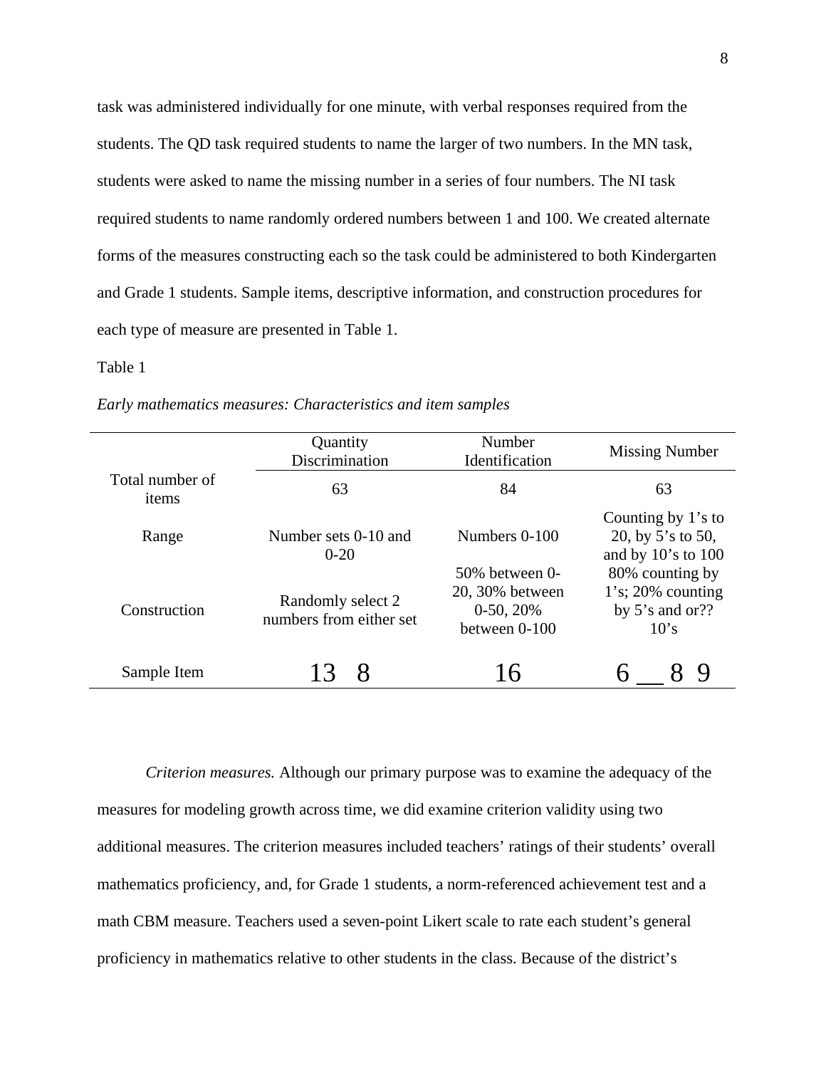task was administered individually for one minute, with verbal responses required from the students. The QD task required students to name the larger of two numbers. In the MN task, students were asked to name the missing number in a series of four numbers. The NI task required students to name randomly ordered numbers between 1 and 100. We created alternate forms of the measures constructing each so the task could be administered to both Kindergarten and Grade 1 students. Sample items, descriptive information, and construction procedures for each type of measure are presented in Table 1.

Table 1

*Early mathematics measures: Characteristics and item samples*

| | Quantity Discrimination | Number Identification | Missing Number |
|---|---|---|---|
| Total number of items | 63 | 84 | 63 |
| Range | Number sets 0-10 and 0-20 | Numbers 0-100 | Counting by 1's to 20, by 5's to 50, and by 10's to 100 |
| Construction | Randomly select 2 numbers from either set | 50% between 0-20, 30% between 0-50, 20% between 0-100 | 80% counting by 1's; 20% counting by 5's and or?? 10's |
| Sample Item | 13 8 | 16 | 6 __ 8 9 |

*Criterion measures.* Although our primary purpose was to examine the adequacy of the measures for modeling growth across time, we did examine criterion validity using two additional measures. The criterion measures included teachers' ratings of their students' overall mathematics proficiency, and, for Grade 1 students, a norm-referenced achievement test and a math CBM measure. Teachers used a seven-point Likert scale to rate each student's general proficiency in mathematics relative to other students in the class. Because of the district's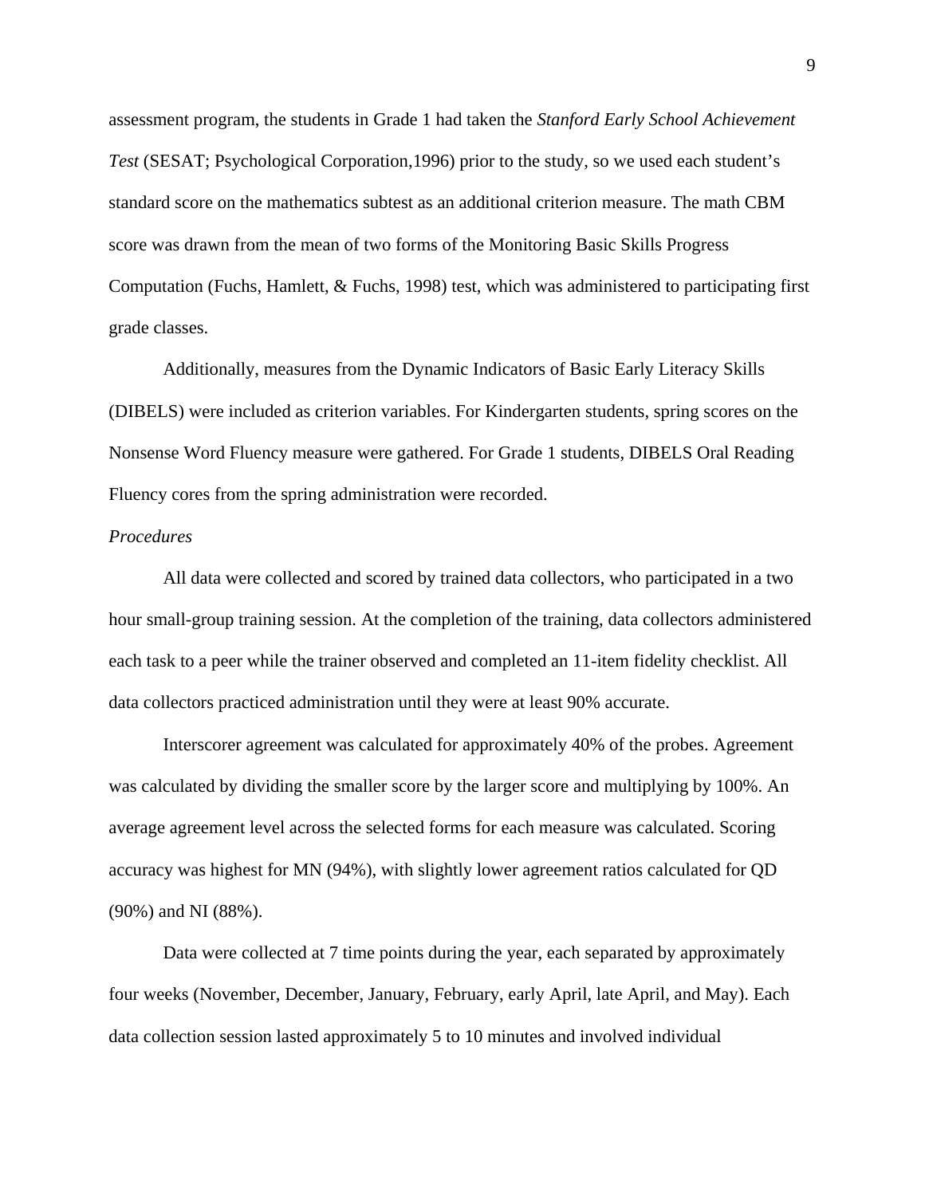assessment program, the students in Grade 1 had taken the *Stanford Early School Achievement Test* (SESAT; Psychological Corporation,1996) prior to the study, so we used each student's standard score on the mathematics subtest as an additional criterion measure. The math CBM score was drawn from the mean of two forms of the Monitoring Basic Skills Progress Computation (Fuchs, Hamlett, & Fuchs, 1998) test, which was administered to participating first grade classes.

Additionally, measures from the Dynamic Indicators of Basic Early Literacy Skills (DIBELS) were included as criterion variables. For Kindergarten students, spring scores on the Nonsense Word Fluency measure were gathered. For Grade 1 students, DIBELS Oral Reading Fluency cores from the spring administration were recorded.

*Procedures*

All data were collected and scored by trained data collectors, who participated in a two hour small-group training session. At the completion of the training, data collectors administered each task to a peer while the trainer observed and completed an 11-item fidelity checklist. All data collectors practiced administration until they were at least 90% accurate.

Interscorer agreement was calculated for approximately 40% of the probes. Agreement was calculated by dividing the smaller score by the larger score and multiplying by 100%. An average agreement level across the selected forms for each measure was calculated. Scoring accuracy was highest for MN (94%), with slightly lower agreement ratios calculated for QD (90%) and NI (88%).

Data were collected at 7 time points during the year, each separated by approximately four weeks (November, December, January, February, early April, late April, and May). Each data collection session lasted approximately 5 to 10 minutes and involved individual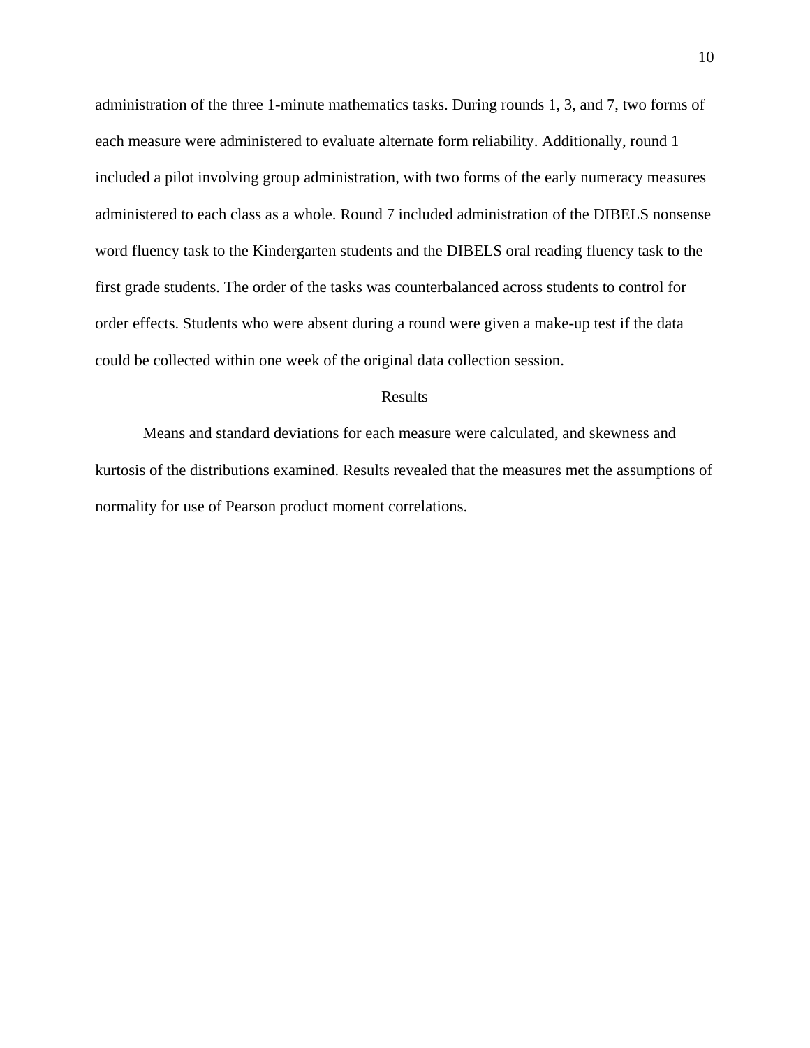administration of the three 1-minute mathematics tasks. During rounds 1, 3, and 7, two forms of each measure were administered to evaluate alternate form reliability. Additionally, round 1 included a pilot involving group administration, with two forms of the early numeracy measures administered to each class as a whole. Round 7 included administration of the DIBELS nonsense word fluency task to the Kindergarten students and the DIBELS oral reading fluency task to the first grade students. The order of the tasks was counterbalanced across students to control for order effects. Students who were absent during a round were given a make-up test if the data could be collected within one week of the original data collection session.

## Results

Means and standard deviations for each measure were calculated, and skewness and kurtosis of the distributions examined. Results revealed that the measures met the assumptions of normality for use of Pearson product moment correlations.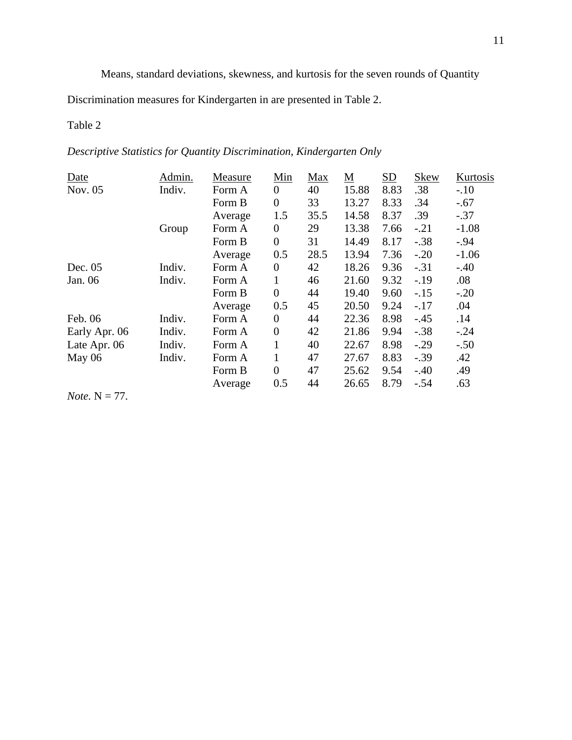Means, standard deviations, skewness, and kurtosis for the seven rounds of Quantity Discrimination measures for Kindergarten in are presented in Table 2.

Table 2

*Descriptive Statistics for Quantity Discrimination, Kindergarten Only*

| Date | Admin. | Measure | Min | Max | M | SD | Skew | Kurtosis |
|---|---|---|---|---|---|---|---|---|
| Nov. 05 | Indiv. | Form A | 0 | 40 | 15.88 | 8.83 | .38 | -.10 |
| | | Form B | 0 | 33 | 13.27 | 8.33 | .34 | -.67 |
| | | Average | 1.5 | 35.5 | 14.58 | 8.37 | .39 | -.37 |
| | Group | Form A | 0 | 29 | 13.38 | 7.66 | -.21 | -1.08 |
| | | Form B | 0 | 31 | 14.49 | 8.17 | -.38 | -.94 |
| | | Average | 0.5 | 28.5 | 13.94 | 7.36 | -.20 | -1.06 |
| Dec. 05 | Indiv. | Form A | 0 | 42 | 18.26 | 9.36 | -.31 | -.40 |
| Jan. 06 | Indiv. | Form A | 1 | 46 | 21.60 | 9.32 | -.19 | .08 |
| | | Form B | 0 | 44 | 19.40 | 9.60 | -.15 | -.20 |
| | | Average | 0.5 | 45 | 20.50 | 9.24 | -.17 | .04 |
| Feb. 06 | Indiv. | Form A | 0 | 44 | 22.36 | 8.98 | -.45 | .14 |
| Early Apr. 06 | Indiv. | Form A | 0 | 42 | 21.86 | 9.94 | -.38 | -.24 |
| Late Apr. 06 | Indiv. | Form A | 1 | 40 | 22.67 | 8.98 | -.29 | -.50 |
| May 06 | Indiv. | Form A | 1 | 47 | 27.67 | 8.83 | -.39 | .42 |
| | | Form B | 0 | 47 | 25.62 | 9.54 | -.40 | .49 |
| | | Average | 0.5 | 44 | 26.65 | 8.79 | -.54 | .63 |

*Note*. N = 77.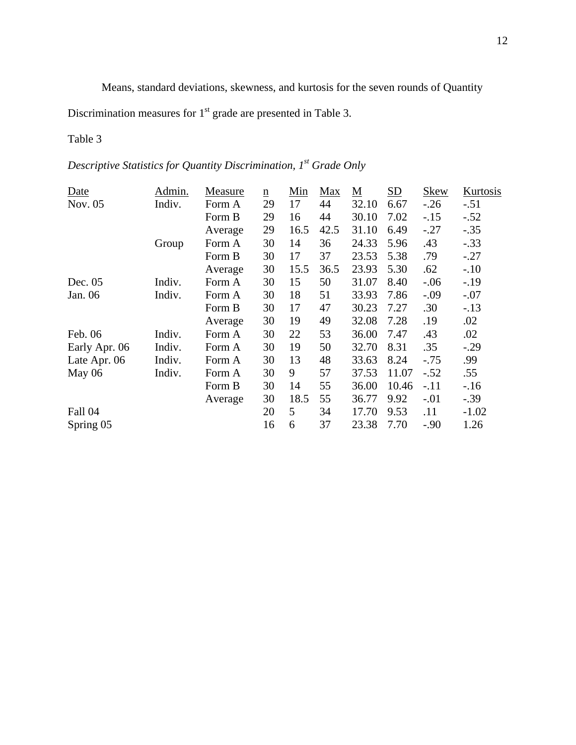Means, standard deviations, skewness, and kurtosis for the seven rounds of Quantity Discrimination measures for 1st grade are presented in Table 3.

Table 3

*Descriptive Statistics for Quantity Discrimination, 1st Grade Only*

| Date | Admin. | Measure | n | Min | Max | M | SD | Skew | Kurtosis |
|---|---|---|---|---|---|---|---|---|---|
| Nov. 05 | Indiv. | Form A | 29 | 17 | 44 | 32.10 | 6.67 | -.26 | -.51 |
| | | Form B | 29 | 16 | 44 | 30.10 | 7.02 | -.15 | -.52 |
| | | Average | 29 | 16.5 | 42.5 | 31.10 | 6.49 | -.27 | -.35 |
| | Group | Form A | 30 | 14 | 36 | 24.33 | 5.96 | .43 | -.33 |
| | | Form B | 30 | 17 | 37 | 23.53 | 5.38 | .79 | -.27 |
| | | Average | 30 | 15.5 | 36.5 | 23.93 | 5.30 | .62 | -.10 |
| Dec. 05 | Indiv. | Form A | 30 | 15 | 50 | 31.07 | 8.40 | -.06 | -.19 |
| Jan. 06 | Indiv. | Form A | 30 | 18 | 51 | 33.93 | 7.86 | -.09 | -.07 |
| | | Form B | 30 | 17 | 47 | 30.23 | 7.27 | .30 | -.13 |
| | | Average | 30 | 19 | 49 | 32.08 | 7.28 | .19 | .02 |
| Feb. 06 | Indiv. | Form A | 30 | 22 | 53 | 36.00 | 7.47 | .43 | .02 |
| Early Apr. 06 | Indiv. | Form A | 30 | 19 | 50 | 32.70 | 8.31 | .35 | -.29 |
| Late Apr. 06 | Indiv. | Form A | 30 | 13 | 48 | 33.63 | 8.24 | -.75 | .99 |
| May 06 | Indiv. | Form A | 30 | 9 | 57 | 37.53 | 11.07 | -.52 | .55 |
| | | Form B | 30 | 14 | 55 | 36.00 | 10.46 | -.11 | -.16 |
| | | Average | 30 | 18.5 | 55 | 36.77 | 9.92 | -.01 | -.39 |
| Fall 04 | | | 20 | 5 | 34 | 17.70 | 9.53 | .11 | -1.02 |
| Spring 05 | | | 16 | 6 | 37 | 23.38 | 7.70 | -.90 | 1.26 |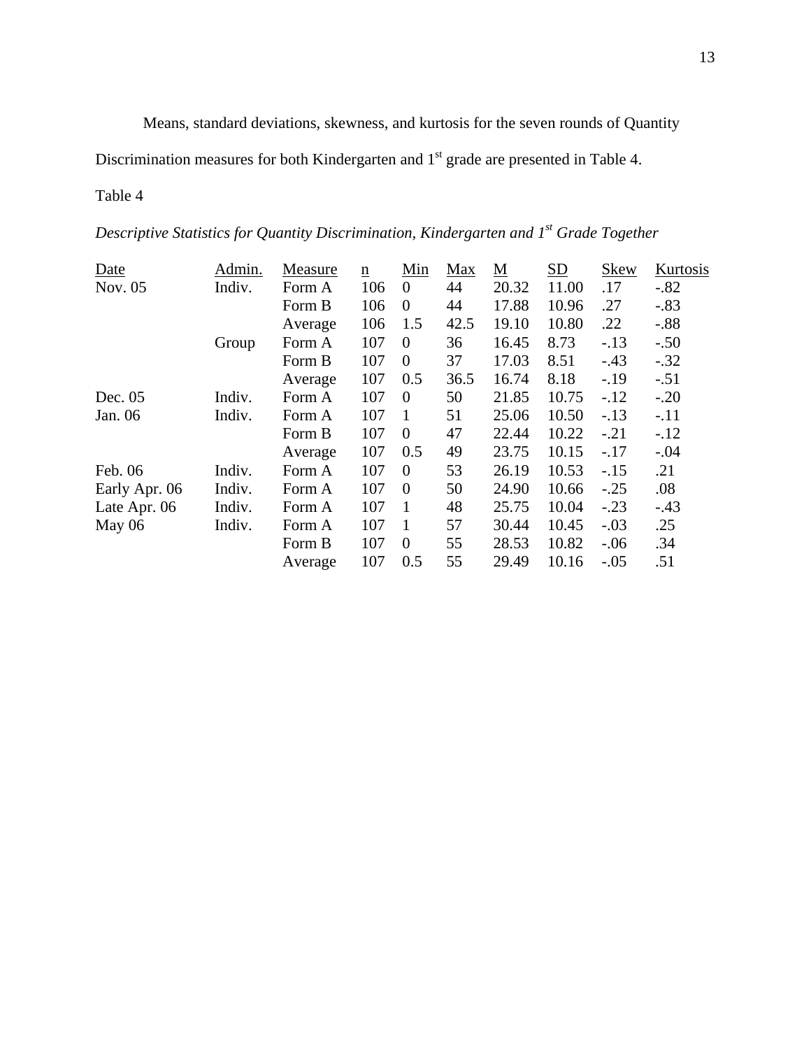Means, standard deviations, skewness, and kurtosis for the seven rounds of Quantity Discrimination measures for both Kindergarten and 1st grade are presented in Table 4.

Table 4

*Descriptive Statistics for Quantity Discrimination, Kindergarten and 1st Grade Together*

| Date | Admin. | Measure | n | Min | Max | M | SD | Skew | Kurtosis |
|---|---|---|---|---|---|---|---|---|---|
| Nov. 05 | Indiv. | Form A | 106 | 0 | 44 | 20.32 | 11.00 | .17 | -.82 |
| | | Form B | 106 | 0 | 44 | 17.88 | 10.96 | .27 | -.83 |
| | | Average | 106 | 1.5 | 42.5 | 19.10 | 10.80 | .22 | -.88 |
| | Group | Form A | 107 | 0 | 36 | 16.45 | 8.73 | -.13 | -.50 |
| | | Form B | 107 | 0 | 37 | 17.03 | 8.51 | -.43 | -.32 |
| | | Average | 107 | 0.5 | 36.5 | 16.74 | 8.18 | -.19 | -.51 |
| Dec. 05 | Indiv. | Form A | 107 | 0 | 50 | 21.85 | 10.75 | -.12 | -.20 |
| Jan. 06 | Indiv. | Form A | 107 | 1 | 51 | 25.06 | 10.50 | -.13 | -.11 |
| | | Form B | 107 | 0 | 47 | 22.44 | 10.22 | -.21 | -.12 |
| | | Average | 107 | 0.5 | 49 | 23.75 | 10.15 | -.17 | -.04 |
| Feb. 06 | Indiv. | Form A | 107 | 0 | 53 | 26.19 | 10.53 | -.15 | .21 |
| Early Apr. 06 | Indiv. | Form A | 107 | 0 | 50 | 24.90 | 10.66 | -.25 | .08 |
| Late Apr. 06 | Indiv. | Form A | 107 | 1 | 48 | 25.75 | 10.04 | -.23 | -.43 |
| May 06 | Indiv. | Form A | 107 | 1 | 57 | 30.44 | 10.45 | -.03 | .25 |
| | | Form B | 107 | 0 | 55 | 28.53 | 10.82 | -.06 | .34 |
| | | Average | 107 | 0.5 | 55 | 29.49 | 10.16 | -.05 | .51 |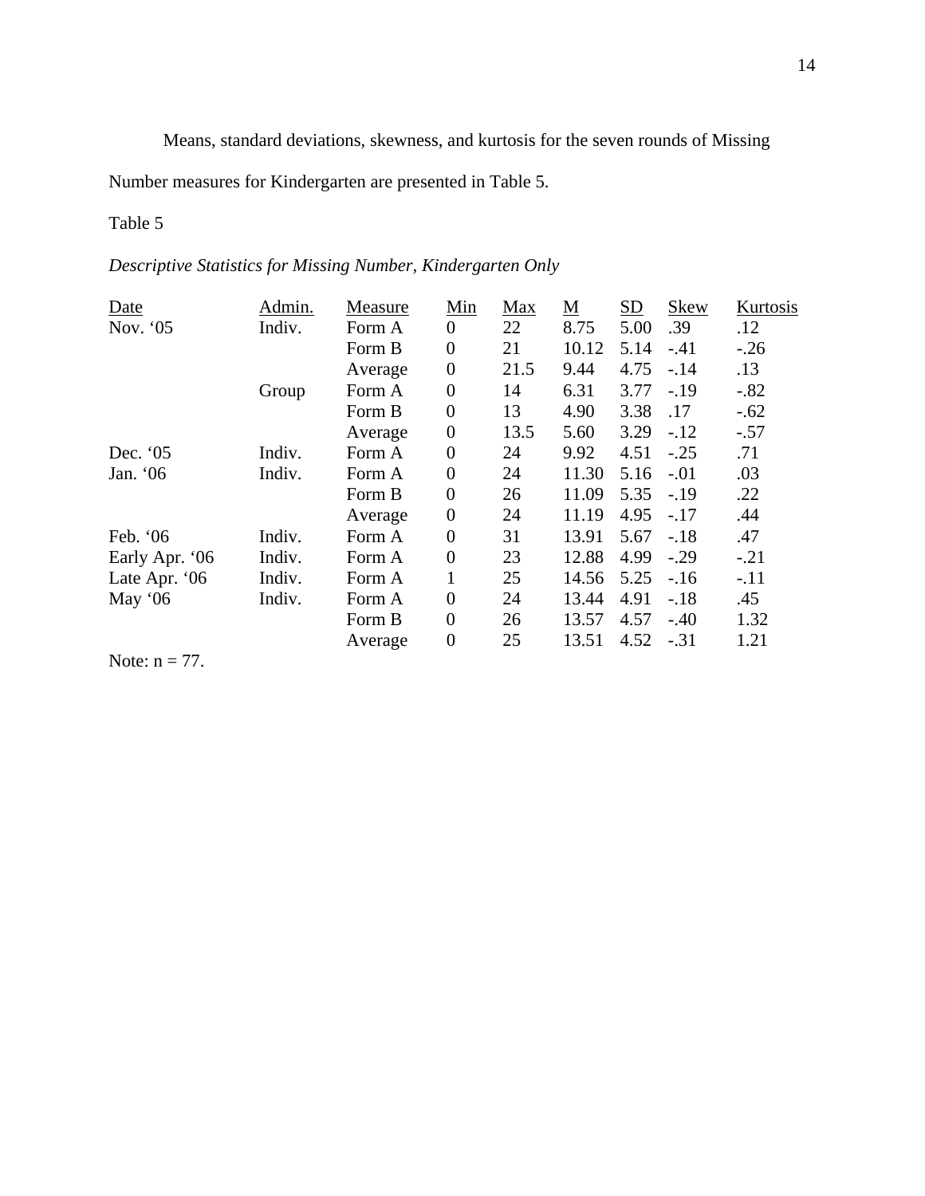Means, standard deviations, skewness, and kurtosis for the seven rounds of Missing Number measures for Kindergarten are presented in Table 5.

Table 5

*Descriptive Statistics for Missing Number, Kindergarten Only*

| Date | Admin. | Measure | Min | Max | M | SD | Skew | Kurtosis |
|---|---|---|---|---|---|---|---|---|
| Nov. '05 | Indiv. | Form A | 0 | 22 | 8.75 | 5.00 | .39 | .12 |
| | | Form B | 0 | 21 | 10.12 | 5.14 | -.41 | -.26 |
| | | Average | 0 | 21.5 | 9.44 | 4.75 | -.14 | .13 |
| | Group | Form A | 0 | 14 | 6.31 | 3.77 | -.19 | -.82 |
| | | Form B | 0 | 13 | 4.90 | 3.38 | .17 | -.62 |
| | | Average | 0 | 13.5 | 5.60 | 3.29 | -.12 | -.57 |
| Dec. '05 | Indiv. | Form A | 0 | 24 | 9.92 | 4.51 | -.25 | .71 |
| Jan. '06 | Indiv. | Form A | 0 | 24 | 11.30 | 5.16 | -.01 | .03 |
| | | Form B | 0 | 26 | 11.09 | 5.35 | -.19 | .22 |
| | | Average | 0 | 24 | 11.19 | 4.95 | -.17 | .44 |
| Feb. '06 | Indiv. | Form A | 0 | 31 | 13.91 | 5.67 | -.18 | .47 |
| Early Apr. '06 | Indiv. | Form A | 0 | 23 | 12.88 | 4.99 | -.29 | -.21 |
| Late Apr. '06 | Indiv. | Form A | 1 | 25 | 14.56 | 5.25 | -.16 | -.11 |
| May '06 | Indiv. | Form A | 0 | 24 | 13.44 | 4.91 | -.18 | .45 |
| | | Form B | 0 | 26 | 13.57 | 4.57 | -.40 | 1.32 |
| | | Average | 0 | 25 | 13.51 | 4.52 | -.31 | 1.21 |

Note: n = 77.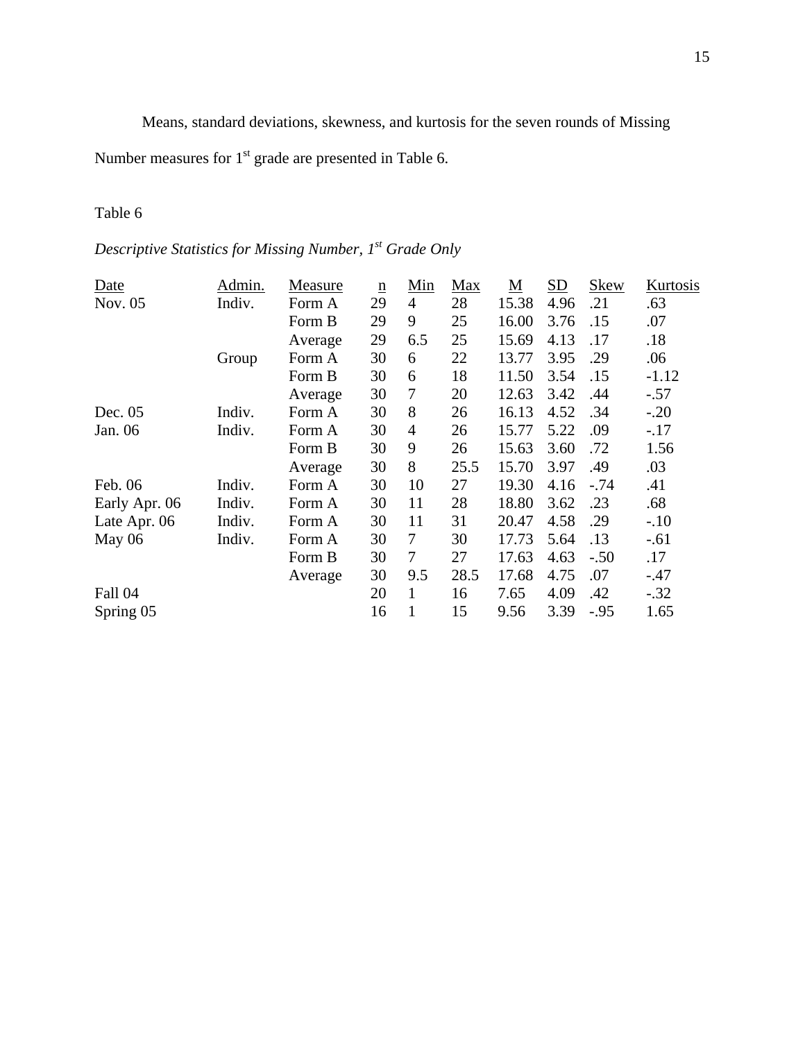Means, standard deviations, skewness, and kurtosis for the seven rounds of Missing Number measures for 1st grade are presented in Table 6.

Table 6

*Descriptive Statistics for Missing Number, 1st Grade Only*

| Date | Admin. | Measure | n | Min | Max | M | SD | Skew | Kurtosis |
|---|---|---|---|---|---|---|---|---|---|
| Nov. 05 | Indiv. | Form A | 29 | 4 | 28 | 15.38 | 4.96 | .21 | .63 |
| | | Form B | 29 | 9 | 25 | 16.00 | 3.76 | .15 | .07 |
| | | Average | 29 | 6.5 | 25 | 15.69 | 4.13 | .17 | .18 |
| | Group | Form A | 30 | 6 | 22 | 13.77 | 3.95 | .29 | .06 |
| | | Form B | 30 | 6 | 18 | 11.50 | 3.54 | .15 | -1.12 |
| | | Average | 30 | 7 | 20 | 12.63 | 3.42 | .44 | -.57 |
| Dec. 05 | Indiv. | Form A | 30 | 8 | 26 | 16.13 | 4.52 | .34 | -.20 |
| Jan. 06 | Indiv. | Form A | 30 | 4 | 26 | 15.77 | 5.22 | .09 | -.17 |
| | | Form B | 30 | 9 | 26 | 15.63 | 3.60 | .72 | 1.56 |
| | | Average | 30 | 8 | 25.5 | 15.70 | 3.97 | .49 | .03 |
| Feb. 06 | Indiv. | Form A | 30 | 10 | 27 | 19.30 | 4.16 | -.74 | .41 |
| Early Apr. 06 | Indiv. | Form A | 30 | 11 | 28 | 18.80 | 3.62 | .23 | .68 |
| Late Apr. 06 | Indiv. | Form A | 30 | 11 | 31 | 20.47 | 4.58 | .29 | -.10 |
| May 06 | Indiv. | Form A | 30 | 7 | 30 | 17.73 | 5.64 | .13 | -.61 |
| | | Form B | 30 | 7 | 27 | 17.63 | 4.63 | -.50 | .17 |
| | | Average | 30 | 9.5 | 28.5 | 17.68 | 4.75 | .07 | -.47 |
| Fall 04 | | | 20 | 1 | 16 | 7.65 | 4.09 | .42 | -.32 |
| Spring 05 | | | 16 | 1 | 15 | 9.56 | 3.39 | -.95 | 1.65 |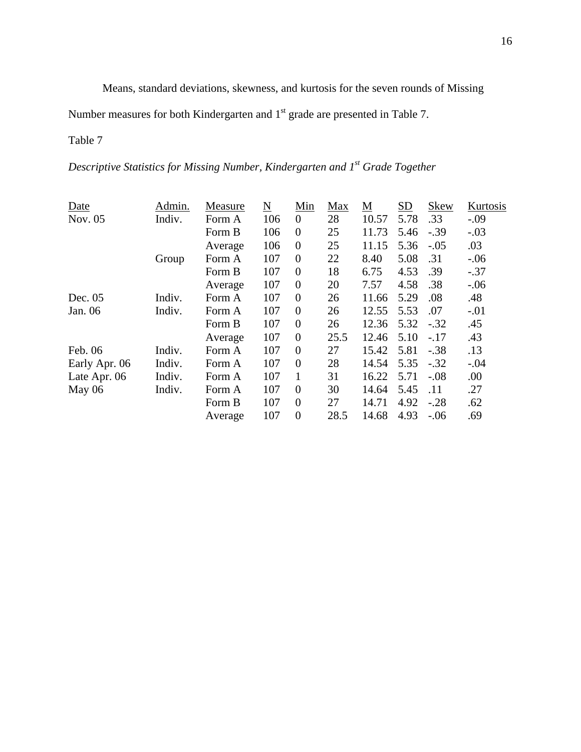Means, standard deviations, skewness, and kurtosis for the seven rounds of Missing Number measures for both Kindergarten and 1st grade are presented in Table 7.

Table 7

*Descriptive Statistics for Missing Number, Kindergarten and 1st Grade Together*

| Date | Admin. | Measure | N | Min | Max | M | SD | Skew | Kurtosis |
|---|---|---|---|---|---|---|---|---|---|
| Nov. 05 | Indiv. | Form A | 106 | 0 | 28 | 10.57 | 5.78 | .33 | -.09 |
| | | Form B | 106 | 0 | 25 | 11.73 | 5.46 | -.39 | -.03 |
| | | Average | 106 | 0 | 25 | 11.15 | 5.36 | -.05 | .03 |
| | Group | Form A | 107 | 0 | 22 | 8.40 | 5.08 | .31 | -.06 |
| | | Form B | 107 | 0 | 18 | 6.75 | 4.53 | .39 | -.37 |
| | | Average | 107 | 0 | 20 | 7.57 | 4.58 | .38 | -.06 |
| Dec. 05 | Indiv. | Form A | 107 | 0 | 26 | 11.66 | 5.29 | .08 | .48 |
| Jan. 06 | Indiv. | Form A | 107 | 0 | 26 | 12.55 | 5.53 | .07 | -.01 |
| | | Form B | 107 | 0 | 26 | 12.36 | 5.32 | -.32 | .45 |
| | | Average | 107 | 0 | 25.5 | 12.46 | 5.10 | -.17 | .43 |
| Feb. 06 | Indiv. | Form A | 107 | 0 | 27 | 15.42 | 5.81 | -.38 | .13 |
| Early Apr. 06 | Indiv. | Form A | 107 | 0 | 28 | 14.54 | 5.35 | -.32 | -.04 |
| Late Apr. 06 | Indiv. | Form A | 107 | 1 | 31 | 16.22 | 5.71 | -.08 | .00 |
| May 06 | Indiv. | Form A | 107 | 0 | 30 | 14.64 | 5.45 | .11 | .27 |
| | | Form B | 107 | 0 | 27 | 14.71 | 4.92 | -.28 | .62 |
| | | Average | 107 | 0 | 28.5 | 14.68 | 4.93 | -.06 | .69 |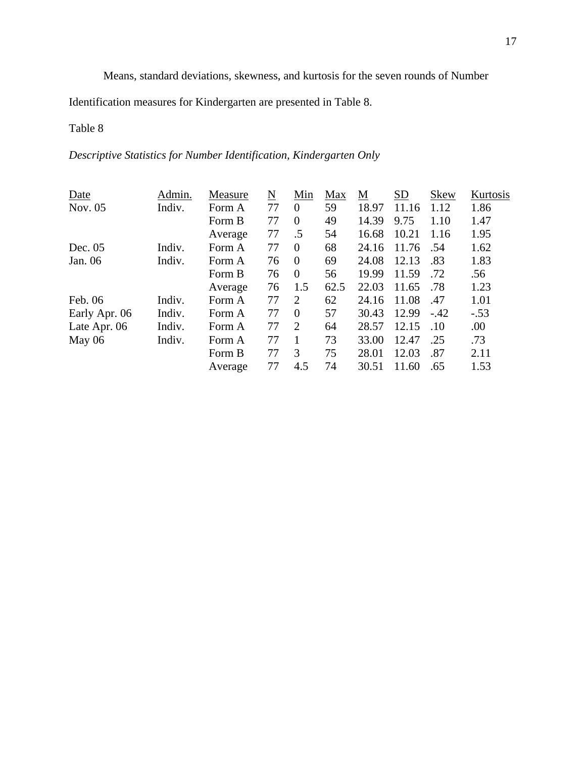Means, standard deviations, skewness, and kurtosis for the seven rounds of Number Identification measures for Kindergarten are presented in Table 8.

Table 8

*Descriptive Statistics for Number Identification, Kindergarten Only*

| Date | Admin. | Measure | N | Min | Max | M | SD | Skew | Kurtosis |
|---|---|---|---|---|---|---|---|---|---|
| Nov. 05 | Indiv. | Form A | 77 | 0 | 59 | 18.97 | 11.16 | 1.12 | 1.86 |
| | | Form B | 77 | 0 | 49 | 14.39 | 9.75 | 1.10 | 1.47 |
| | | Average | 77 | .5 | 54 | 16.68 | 10.21 | 1.16 | 1.95 |
| Dec. 05 | Indiv. | Form A | 77 | 0 | 68 | 24.16 | 11.76 | .54 | 1.62 |
| Jan. 06 | Indiv. | Form A | 76 | 0 | 69 | 24.08 | 12.13 | .83 | 1.83 |
| | | Form B | 76 | 0 | 56 | 19.99 | 11.59 | .72 | .56 |
| | | Average | 76 | 1.5 | 62.5 | 22.03 | 11.65 | .78 | 1.23 |
| Feb. 06 | Indiv. | Form A | 77 | 2 | 62 | 24.16 | 11.08 | .47 | 1.01 |
| Early Apr. 06 | Indiv. | Form A | 77 | 0 | 57 | 30.43 | 12.99 | -.42 | -.53 |
| Late Apr. 06 | Indiv. | Form A | 77 | 2 | 64 | 28.57 | 12.15 | .10 | .00 |
| May 06 | Indiv. | Form A | 77 | 1 | 73 | 33.00 | 12.47 | .25 | .73 |
| | | Form B | 77 | 3 | 75 | 28.01 | 12.03 | .87 | 2.11 |
| | | Average | 77 | 4.5 | 74 | 30.51 | 11.60 | .65 | 1.53 |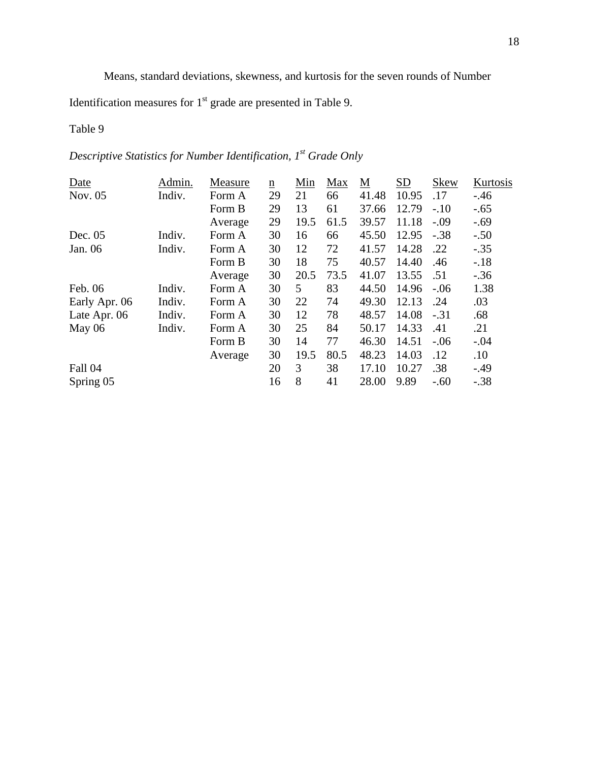Means, standard deviations, skewness, and kurtosis for the seven rounds of Number Identification measures for 1st grade are presented in Table 9.

Table 9

*Descriptive Statistics for Number Identification, 1st Grade Only*

| Date | Admin. | Measure | n | Min | Max | M | SD | Skew | Kurtosis |
|---|---|---|---|---|---|---|---|---|---|
| Nov. 05 | Indiv. | Form A | 29 | 21 | 66 | 41.48 | 10.95 | .17 | -.46 |
| | | Form B | 29 | 13 | 61 | 37.66 | 12.79 | -.10 | -.65 |
| | | Average | 29 | 19.5 | 61.5 | 39.57 | 11.18 | -.09 | -.69 |
| Dec. 05 | Indiv. | Form A | 30 | 16 | 66 | 45.50 | 12.95 | -.38 | -.50 |
| Jan. 06 | Indiv. | Form A | 30 | 12 | 72 | 41.57 | 14.28 | .22 | -.35 |
| | | Form B | 30 | 18 | 75 | 40.57 | 14.40 | .46 | -.18 |
| | | Average | 30 | 20.5 | 73.5 | 41.07 | 13.55 | .51 | -.36 |
| Feb. 06 | Indiv. | Form A | 30 | 5 | 83 | 44.50 | 14.96 | -.06 | 1.38 |
| Early Apr. 06 | Indiv. | Form A | 30 | 22 | 74 | 49.30 | 12.13 | .24 | .03 |
| Late Apr. 06 | Indiv. | Form A | 30 | 12 | 78 | 48.57 | 14.08 | -.31 | .68 |
| May 06 | Indiv. | Form A | 30 | 25 | 84 | 50.17 | 14.33 | .41 | .21 |
| | | Form B | 30 | 14 | 77 | 46.30 | 14.51 | -.06 | -.04 |
| | | Average | 30 | 19.5 | 80.5 | 48.23 | 14.03 | .12 | .10 |
| Fall 04 | | | 20 | 3 | 38 | 17.10 | 10.27 | .38 | -.49 |
| Spring 05 | | | 16 | 8 | 41 | 28.00 | 9.89 | -.60 | -.38 |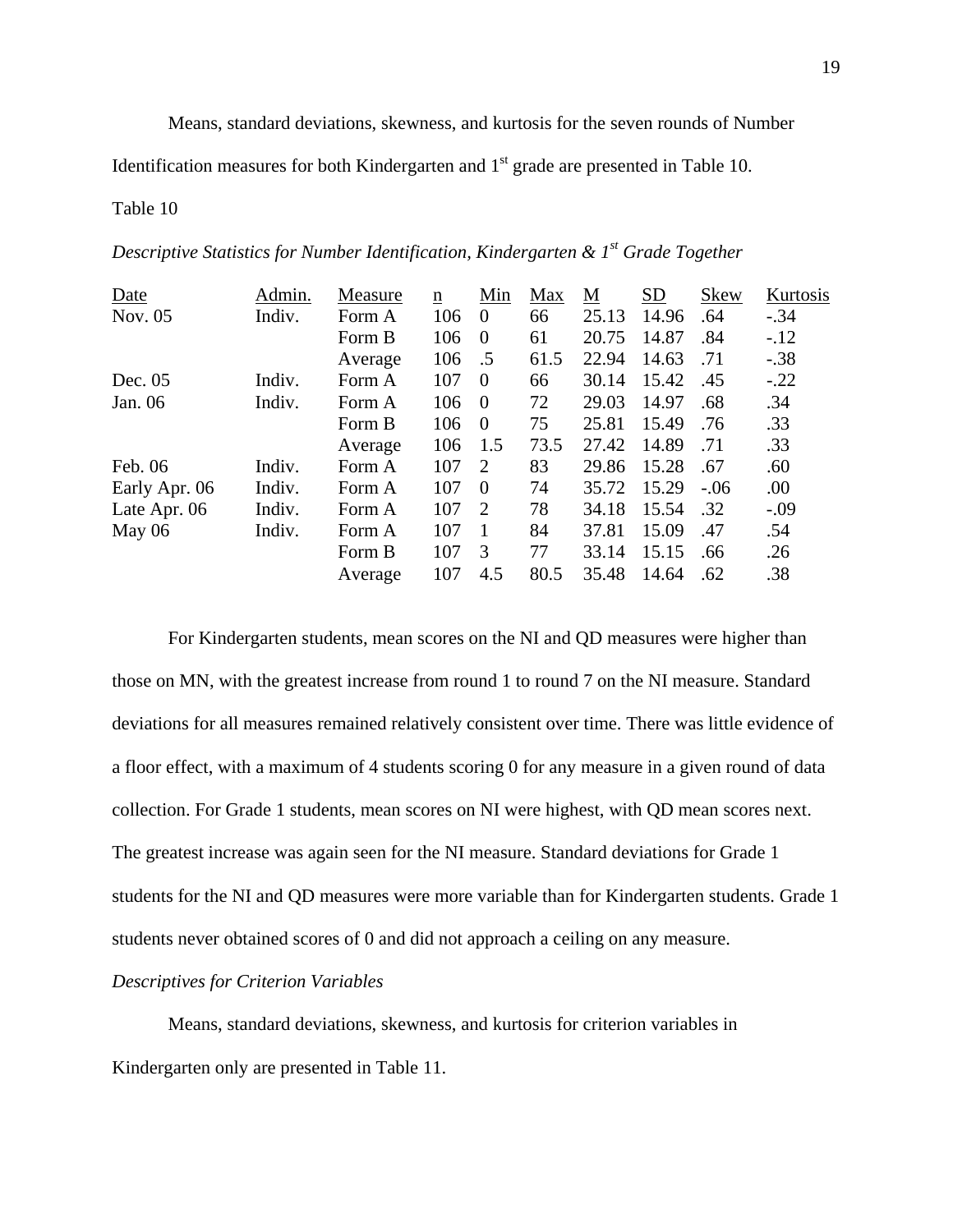Means, standard deviations, skewness, and kurtosis for the seven rounds of Number Identification measures for both Kindergarten and 1st grade are presented in Table 10.

Table 10

*Descriptive Statistics for Number Identification, Kindergarten & 1st Grade Together*

| Date | Admin. | Measure | n | Min | Max | M | SD | Skew | Kurtosis |
|---|---|---|---|---|---|---|---|---|---|
| Nov. 05 | Indiv. | Form A | 106 | 0 | 66 | 25.13 | 14.96 | .64 | -.34 |
| | | Form B | 106 | 0 | 61 | 20.75 | 14.87 | .84 | -.12 |
| | | Average | 106 | .5 | 61.5 | 22.94 | 14.63 | .71 | -.38 |
| Dec. 05 | Indiv. | Form A | 107 | 0 | 66 | 30.14 | 15.42 | .45 | -.22 |
| Jan. 06 | Indiv. | Form A | 106 | 0 | 72 | 29.03 | 14.97 | .68 | .34 |
| | | Form B | 106 | 0 | 75 | 25.81 | 15.49 | .76 | .33 |
| | | Average | 106 | 1.5 | 73.5 | 27.42 | 14.89 | .71 | .33 |
| Feb. 06 | Indiv. | Form A | 107 | 2 | 83 | 29.86 | 15.28 | .67 | .60 |
| Early Apr. 06 | Indiv. | Form A | 107 | 0 | 74 | 35.72 | 15.29 | -.06 | .00 |
| Late Apr. 06 | Indiv. | Form A | 107 | 2 | 78 | 34.18 | 15.54 | .32 | -.09 |
| May 06 | Indiv. | Form A | 107 | 1 | 84 | 37.81 | 15.09 | .47 | .54 |
| | | Form B | 107 | 3 | 77 | 33.14 | 15.15 | .66 | .26 |
| | | Average | 107 | 4.5 | 80.5 | 35.48 | 14.64 | .62 | .38 |

For Kindergarten students, mean scores on the NI and QD measures were higher than those on MN, with the greatest increase from round 1 to round 7 on the NI measure. Standard deviations for all measures remained relatively consistent over time. There was little evidence of a floor effect, with a maximum of 4 students scoring 0 for any measure in a given round of data collection. For Grade 1 students, mean scores on NI were highest, with QD mean scores next. The greatest increase was again seen for the NI measure. Standard deviations for Grade 1 students for the NI and QD measures were more variable than for Kindergarten students. Grade 1 students never obtained scores of 0 and did not approach a ceiling on any measure.

*Descriptives for Criterion Variables*

Means, standard deviations, skewness, and kurtosis for criterion variables in Kindergarten only are presented in Table 11.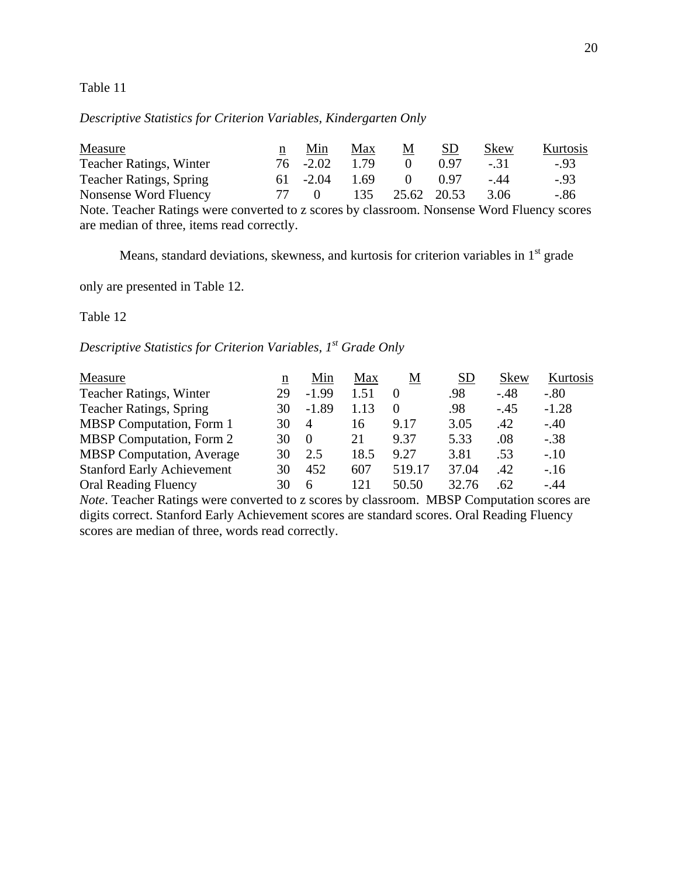Table 11

*Descriptive Statistics for Criterion Variables, Kindergarten Only*

| Measure | n | Min | Max | M | SD | Skew | Kurtosis |
|---|---|---|---|---|---|---|---|
| Teacher Ratings, Winter | 76 | -2.02 | 1.79 | 0 | 0.97 | -.31 | -.93 |
| Teacher Ratings, Spring | 61 | -2.04 | 1.69 | 0 | 0.97 | -.44 | -.93 |
| Nonsense Word Fluency | 77 | 0 | 135 | 25.62 | 20.53 | 3.06 | -.86 |

Note. Teacher Ratings were converted to z scores by classroom. Nonsense Word Fluency scores are median of three, items read correctly.

Means, standard deviations, skewness, and kurtosis for criterion variables in 1st grade only are presented in Table 12.

Table 12

*Descriptive Statistics for Criterion Variables, 1st Grade Only*

| Measure | n | Min | Max | M | SD | Skew | Kurtosis |
|---|---|---|---|---|---|---|---|
| Teacher Ratings, Winter | 29 | -1.99 | 1.51 | 0 | .98 | -.48 | -.80 |
| Teacher Ratings, Spring | 30 | -1.89 | 1.13 | 0 | .98 | -.45 | -1.28 |
| MBSP Computation, Form 1 | 30 | 4 | 16 | 9.17 | 3.05 | .42 | -.40 |
| MBSP Computation, Form 2 | 30 | 0 | 21 | 9.37 | 5.33 | .08 | -.38 |
| MBSP Computation, Average | 30 | 2.5 | 18.5 | 9.27 | 3.81 | .53 | -.10 |
| Stanford Early Achievement | 30 | 452 | 607 | 519.17 | 37.04 | .42 | -.16 |
| Oral Reading Fluency | 30 | 6 | 121 | 50.50 | 32.76 | .62 | -.44 |

*Note*. Teacher Ratings were converted to z scores by classroom. MBSP Computation scores are digits correct. Stanford Early Achievement scores are standard scores. Oral Reading Fluency scores are median of three, words read correctly.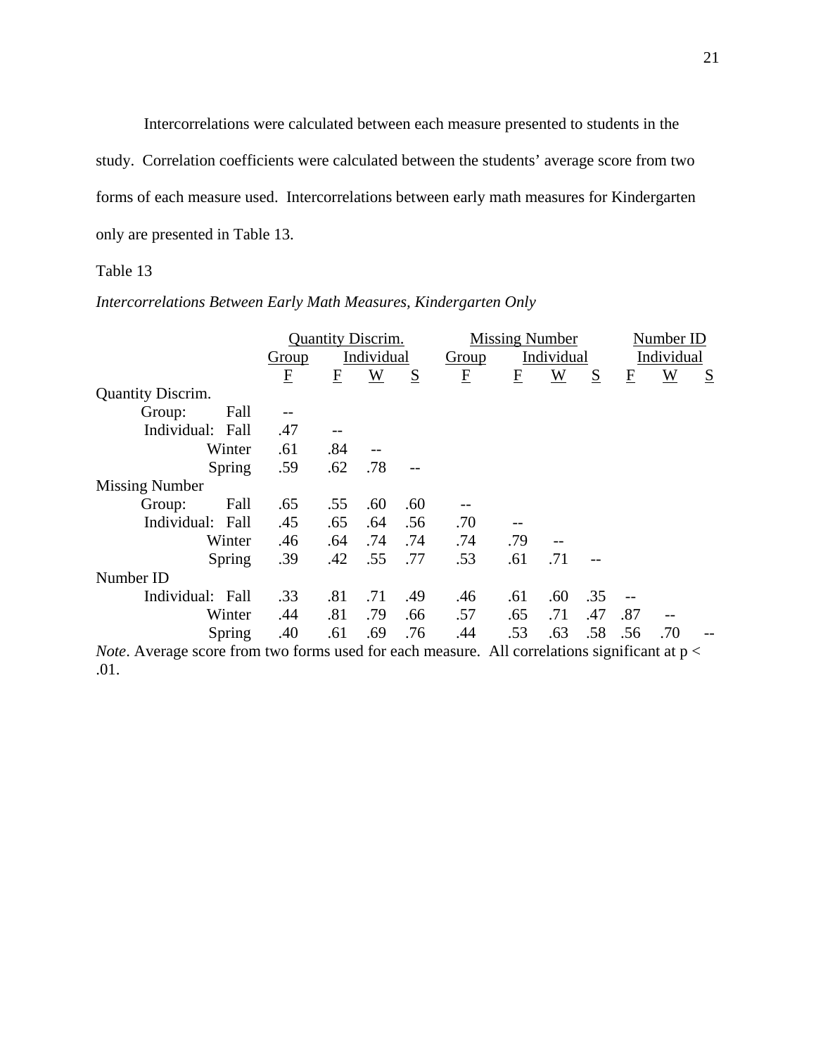Intercorrelations were calculated between each measure presented to students in the study. Correlation coefficients were calculated between the students' average score from two forms of each measure used. Intercorrelations between early math measures for Kindergarten only are presented in Table 13.

Table 13

*Intercorrelations Between Early Math Measures, Kindergarten Only*

| | Quantity Discrim. | | | | Missing Number | | | | Number ID | | |
|---|---|---|---|---|---|---|---|---|---|---|---|
| | Group | Individual | | | Group | Individual | | | Individual | | |
| | F | F | W | S | F | F | W | S | F | W | S |
| **Quantity Discrim.** | | | | | | | | | | | |
| Group: Fall | -- | | | | | | | | | | |
| Individual: Fall | .47 | -- | | | | | | | | | |
| Winter | .61 | .84 | -- | | | | | | | | |
| Spring | .59 | .62 | .78 | -- | | | | | | | |
| **Missing Number** | | | | | | | | | | | |
| Group: Fall | .65 | .55 | .60 | .60 | -- | | | | | | |
| Individual: Fall | .45 | .65 | .64 | .56 | .70 | -- | | | | | |
| Winter | .46 | .64 | .74 | .74 | .74 | .79 | -- | | | | |
| Spring | .39 | .42 | .55 | .77 | .53 | .61 | .71 | -- | | | |
| **Number ID** | | | | | | | | | | | |
| Individual: Fall | .33 | .81 | .71 | .49 | .46 | .61 | .60 | .35 | -- | | |
| Winter | .44 | .81 | .79 | .66 | .57 | .65 | .71 | .47 | .87 | -- | |
| Spring | .40 | .61 | .69 | .76 | .44 | .53 | .63 | .58 | .56 | .70 | -- |

*Note*. Average score from two forms used for each measure. All correlations significant at $p < .01$.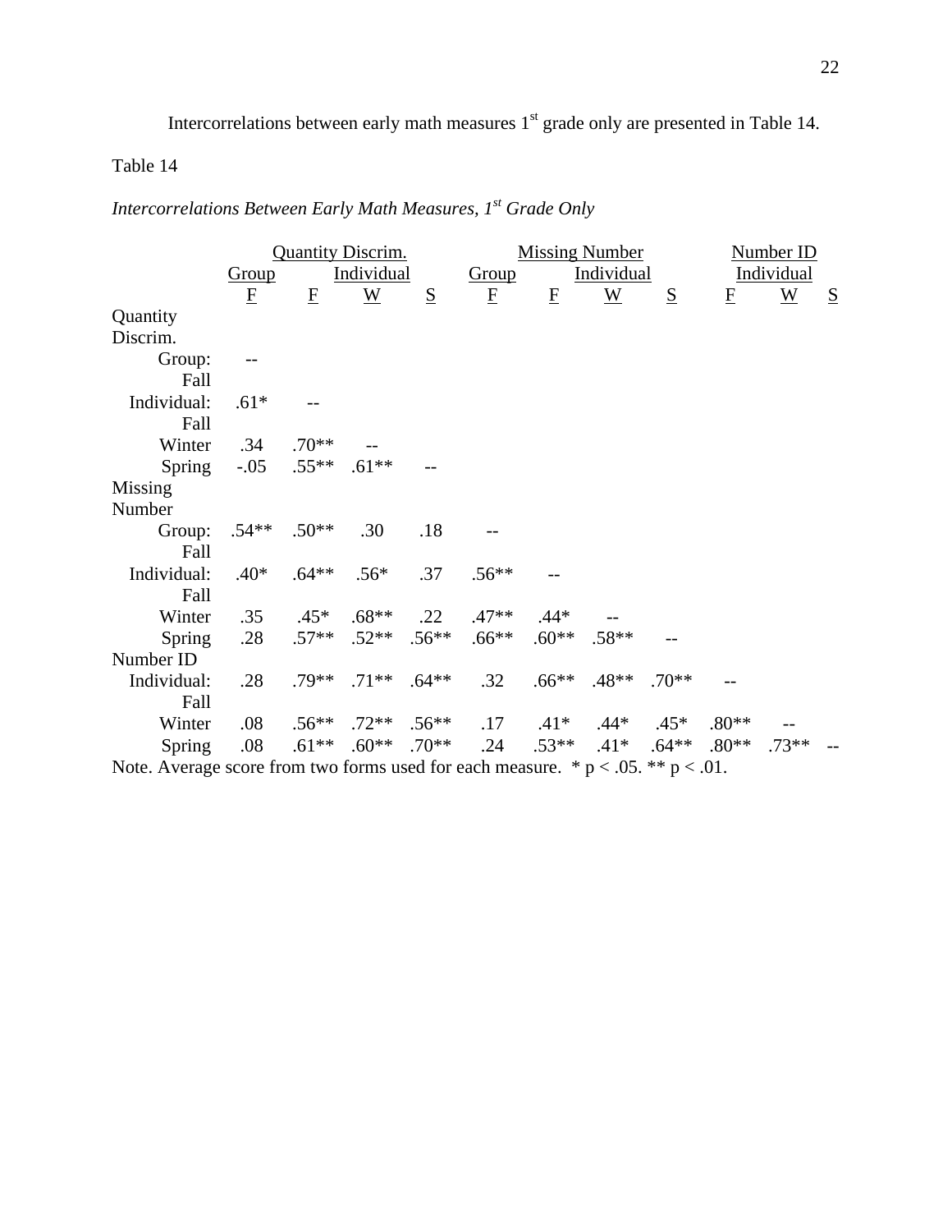Intercorrelations between early math measures 1st grade only are presented in Table 14.

Table 14

*Intercorrelations Between Early Math Measures, 1st Grade Only*

| | Quantity Discrim. | | | | Missing Number | | | | Number ID | | |
|---|---|---|---|---|---|---|---|---|---|---|---|
| | Group | Individual | | | Group | Individual | | | Individual | | |
| | F | F | W | S | F | F | W | S | F | W | S |
| Quantity Discrim. | | | | | | | | | | | |
| Group: Fall | -- | | | | | | | | | | |
| Individual: Fall | .61* | -- | | | | | | | | | |
| Winter | .34 | .70** | -- | | | | | | | | |
| Spring | -.05 | .55** | .61** | -- | | | | | | | |
| Missing Number | | | | | | | | | | | |
| Group: Fall | .54** | .50** | .30 | .18 | -- | | | | | | |
| Individual: Fall | .40* | .64** | .56* | .37 | .56** | -- | | | | | |
| Winter | .35 | .45* | .68** | .22 | .47** | .44* | -- | | | | |
| Spring | .28 | .57** | .52** | .56** | .66** | .60** | .58** | -- | | | |
| Number ID | | | | | | | | | | | |
| Individual: Fall | .28 | .79** | .71** | .64** | .32 | .66** | .48** | .70** | -- | | |
| Winter | .08 | .56** | .72** | .56** | .17 | .41* | .44* | .45* | .80** | -- | |
| Spring | .08 | .61** | .60** | .70** | .24 | .53** | .41* | .64** | .80** | .73** | -- |

Note. Average score from two forms used for each measure. * $p < .05$. ** $p < .01$.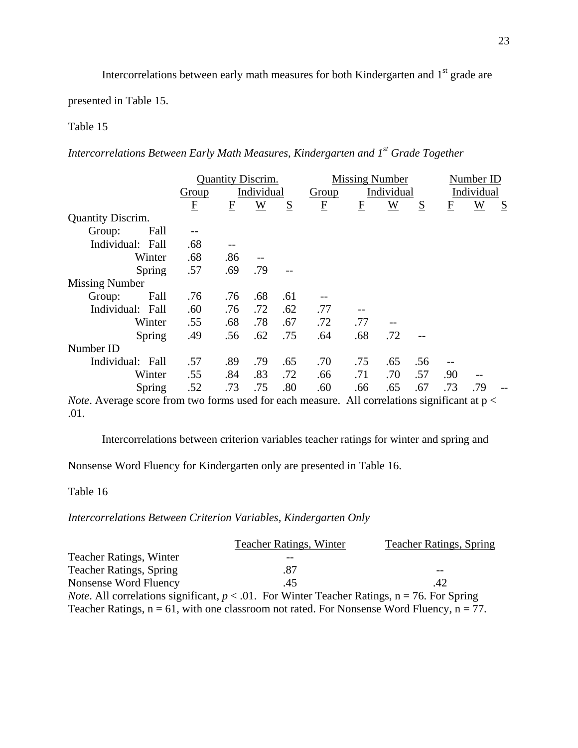Intercorrelations between early math measures for both Kindergarten and 1st grade are presented in Table 15.

Table 15

*Intercorrelations Between Early Math Measures, Kindergarten and 1st Grade Together*

| | Quantity Discrim. | | | | Missing Number | | | | Number ID | | |
|---|---|---|---|---|---|---|---|---|---|---|---|
| | Group | Individual | | | Group | Individual | | | Individual | | |
| | F | F | W | S | F | F | W | S | F | W | S |
| Quantity Discrim. | | | | | | | | | | | |
| Group: Fall | -- | | | | | | | | | | |
| Individual: Fall | .68 | -- | | | | | | | | | |
| Winter | .68 | .86 | -- | | | | | | | | |
| Spring | .57 | .69 | .79 | -- | | | | | | | |
| Missing Number | | | | | | | | | | | |
| Group: Fall | .76 | .76 | .68 | .61 | -- | | | | | | |
| Individual: Fall | .60 | .76 | .72 | .62 | .77 | -- | | | | | |
| Winter | .55 | .68 | .78 | .67 | .72 | .77 | -- | | | | |
| Spring | .49 | .56 | .62 | .75 | .64 | .68 | .72 | -- | | | |
| Number ID | | | | | | | | | | | |
| Individual: Fall | .57 | .89 | .79 | .65 | .70 | .75 | .65 | .56 | -- | | |
| Winter | .55 | .84 | .83 | .72 | .66 | .71 | .70 | .57 | .90 | -- | |
| Spring | .52 | .73 | .75 | .80 | .60 | .66 | .65 | .67 | .73 | .79 | -- |

*Note*. Average score from two forms used for each measure. All correlations significant at p < .01.

Intercorrelations between criterion variables teacher ratings for winter and spring and Nonsense Word Fluency for Kindergarten only are presented in Table 16.

Table 16

*Intercorrelations Between Criterion Variables, Kindergarten Only*

| | Teacher Ratings, Winter | Teacher Ratings, Spring |
|---|---|---|
| Teacher Ratings, Winter | -- | |
| Teacher Ratings, Spring | .87 | -- |
| Nonsense Word Fluency | .45 | .42 |

*Note*. All correlations significant, *p* < .01. For Winter Teacher Ratings, n = 76. For Spring Teacher Ratings, n = 61, with one classroom not rated. For Nonsense Word Fluency, n = 77.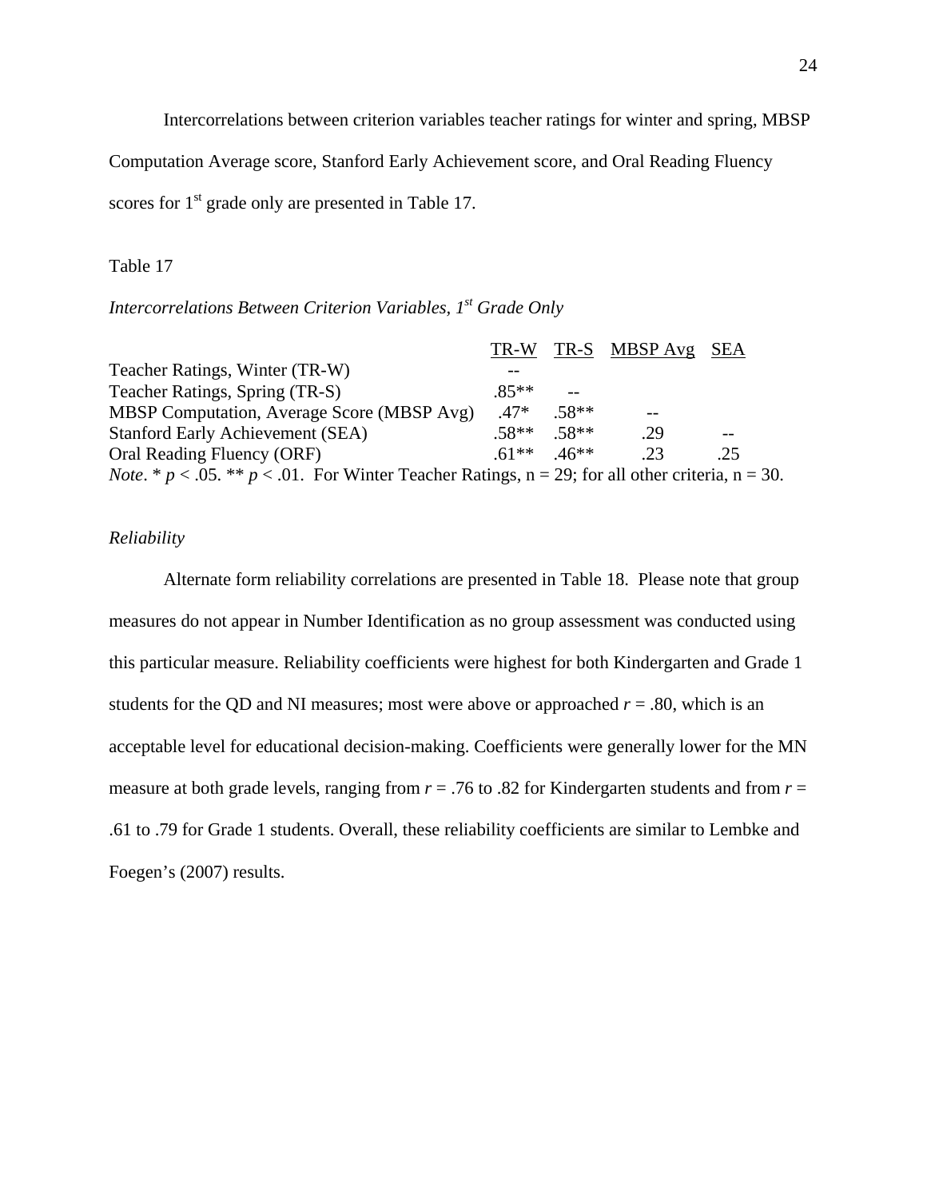Intercorrelations between criterion variables teacher ratings for winter and spring, MBSP Computation Average score, Stanford Early Achievement score, and Oral Reading Fluency scores for 1st grade only are presented in Table 17.

Table 17

*Intercorrelations Between Criterion Variables, 1st Grade Only*

| | TR-W | TR-S | MBSP Avg | SEA |
|---|---|---|---|---|
| Teacher Ratings, Winter (TR-W) | -- | | | |
| Teacher Ratings, Spring (TR-S) | .85** | -- | | |
| MBSP Computation, Average Score (MBSP Avg) | .47* | .58** | -- | |
| Stanford Early Achievement (SEA) | .58** | .58** | .29 | -- |
| Oral Reading Fluency (ORF) | .61** | .46** | .23 | .25 |

*Note*. * $p < .05$. ** $p < .01$. For Winter Teacher Ratings, n = 29; for all other criteria, n = 30.

### *Reliability*

Alternate form reliability correlations are presented in Table 18. Please note that group measures do not appear in Number Identification as no group assessment was conducted using this particular measure. Reliability coefficients were highest for both Kindergarten and Grade 1 students for the QD and NI measures; most were above or approached $r = .80$, which is an acceptable level for educational decision-making. Coefficients were generally lower for the MN measure at both grade levels, ranging from $r = .76$ to .82 for Kindergarten students and from $r = .61$ to .79 for Grade 1 students. Overall, these reliability coefficients are similar to Lembke and Foegen's (2007) results.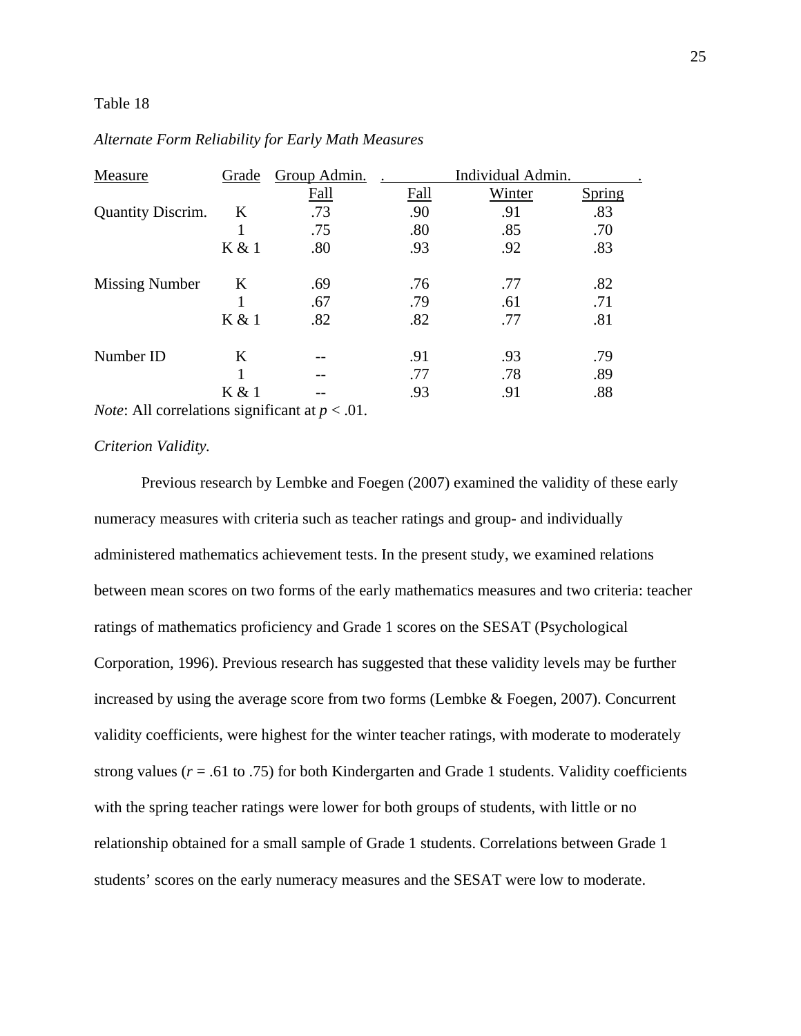Table 18

*Alternate Form Reliability for Early Math Measures*

| Measure | Grade | Group Admin. | Individual Admin. | | |
|---|---|---|---|---|---|
| | | Fall | Fall | Winter | Spring |
| Quantity Discrim. | K | .73 | .90 | .91 | .83 |
| | 1 | .75 | .80 | .85 | .70 |
| | K & 1 | .80 | .93 | .92 | .83 |
| Missing Number | K | .69 | .76 | .77 | .82 |
| | 1 | .67 | .79 | .61 | .71 |
| | K & 1 | .82 | .82 | .77 | .81 |
| Number ID | K | -- | .91 | .93 | .79 |
| | 1 | -- | .77 | .78 | .89 |
| | K & 1 | -- | .93 | .91 | .88 |

*Note*: All correlations significant at $p < .01$.

*Criterion Validity.*

Previous research by Lembke and Foegen (2007) examined the validity of these early numeracy measures with criteria such as teacher ratings and group- and individually administered mathematics achievement tests. In the present study, we examined relations between mean scores on two forms of the early mathematics measures and two criteria: teacher ratings of mathematics proficiency and Grade 1 scores on the SESAT (Psychological Corporation, 1996). Previous research has suggested that these validity levels may be further increased by using the average score from two forms (Lembke & Foegen, 2007). Concurrent validity coefficients, were highest for the winter teacher ratings, with moderate to moderately strong values ($r$ = .61 to .75) for both Kindergarten and Grade 1 students. Validity coefficients with the spring teacher ratings were lower for both groups of students, with little or no relationship obtained for a small sample of Grade 1 students. Correlations between Grade 1 students' scores on the early numeracy measures and the SESAT were low to moderate.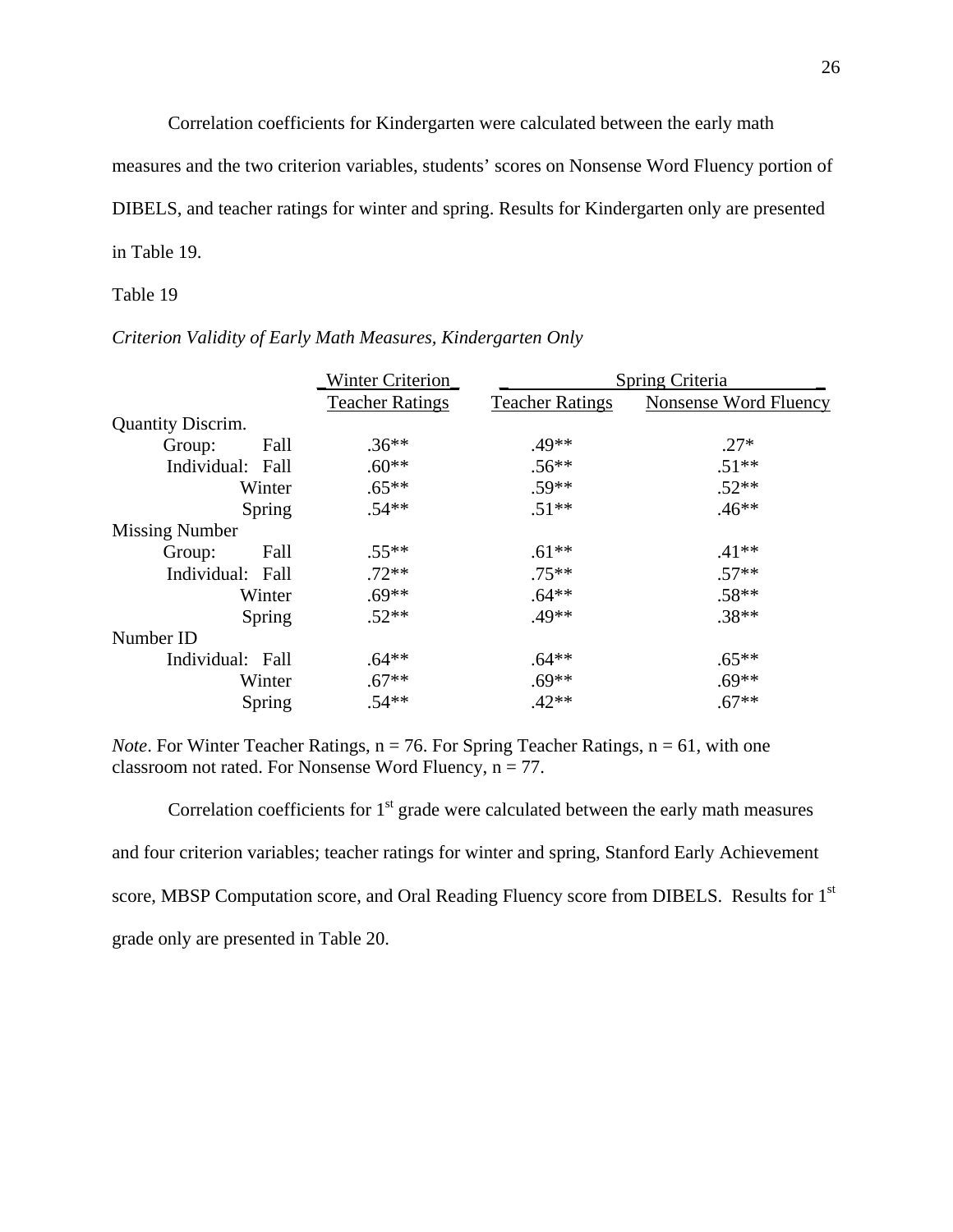Correlation coefficients for Kindergarten were calculated between the early math measures and the two criterion variables, students' scores on Nonsense Word Fluency portion of DIBELS, and teacher ratings for winter and spring. Results for Kindergarten only are presented in Table 19.

Table 19

*Criterion Validity of Early Math Measures, Kindergarten Only*

| | Winter Criterion | Spring Criteria | |
|---|---|---|---|
| | Teacher Ratings | Teacher Ratings | Nonsense Word Fluency |
| Quantity Discrim. | | | |
| Group: Fall | .36** | .49** | .27* |
| Individual: Fall | .60** | .56** | .51** |
| Winter | .65** | .59** | .52** |
| Spring | .54** | .51** | .46** |
| Missing Number | | | |
| Group: Fall | .55** | .61** | .41** |
| Individual: Fall | .72** | .75** | .57** |
| Winter | .69** | .64** | .58** |
| Spring | .52** | .49** | .38** |
| Number ID | | | |
| Individual: Fall | .64** | .64** | .65** |
| Winter | .67** | .69** | .69** |
| Spring | .54** | .42** | .67** |

*Note*. For Winter Teacher Ratings, n = 76. For Spring Teacher Ratings, n = 61, with one classroom not rated. For Nonsense Word Fluency, n = 77.

Correlation coefficients for 1st grade were calculated between the early math measures and four criterion variables; teacher ratings for winter and spring, Stanford Early Achievement score, MBSP Computation score, and Oral Reading Fluency score from DIBELS. Results for 1st grade only are presented in Table 20.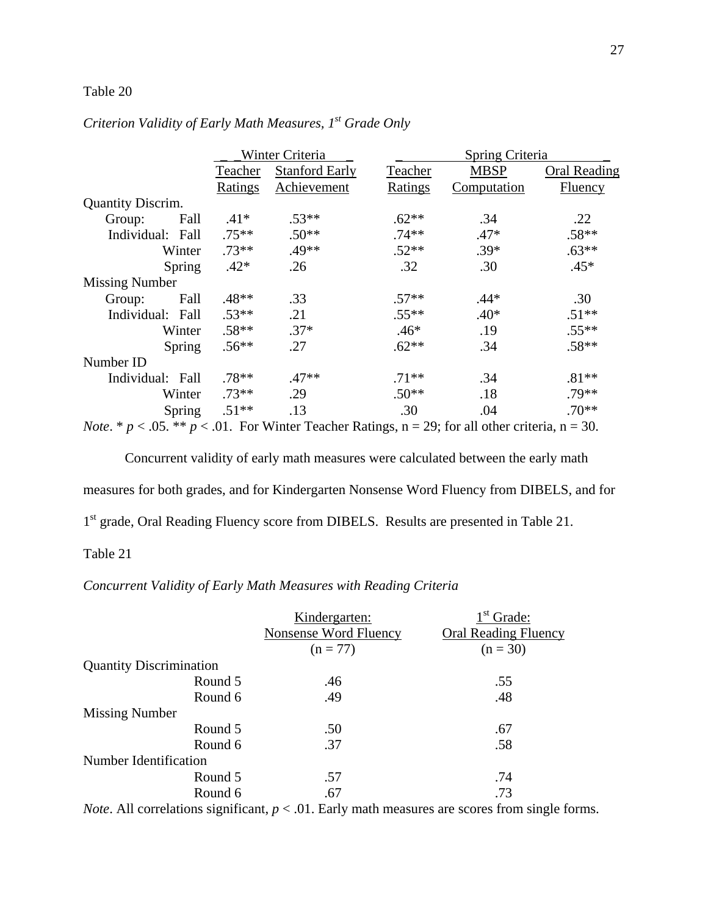Table 20

*Criterion Validity of Early Math Measures, 1st Grade Only*

| | Winter Criteria | | Spring Criteria | | |
|---|---|---|---|---|---|
| | Teacher Ratings | Stanford Early Achievement | Teacher Ratings | MBSP Computation | Oral Reading Fluency |
| Quantity Discrim. | | | | | |
| Group: Fall | .41* | .53** | .62** | .34 | .22 |
| Individual: Fall | .75** | .50** | .74** | .47* | .58** |
| Winter | .73** | .49** | .52** | .39* | .63** |
| Spring | .42* | .26 | .32 | .30 | .45* |
| Missing Number | | | | | |
| Group: Fall | .48** | .33 | .57** | .44* | .30 |
| Individual: Fall | .53** | .21 | .55** | .40* | .51** |
| Winter | .58** | .37* | .46* | .19 | .55** |
| Spring | .56** | .27 | .62** | .34 | .58** |
| Number ID | | | | | |
| Individual: Fall | .78** | .47** | .71** | .34 | .81** |
| Winter | .73** | .29 | .50** | .18 | .79** |
| Spring | .51** | .13 | .30 | .04 | .70** |

*Note*. * $p < .05$. ** $p < .01$. For Winter Teacher Ratings, n = 29; for all other criteria, n = 30.

Concurrent validity of early math measures were calculated between the early math measures for both grades, and for Kindergarten Nonsense Word Fluency from DIBELS, and for 1st grade, Oral Reading Fluency score from DIBELS. Results are presented in Table 21.

Table 21

*Concurrent Validity of Early Math Measures with Reading Criteria*

| | Kindergarten: Nonsense Word Fluency (n = 77) | 1st Grade: Oral Reading Fluency (n = 30) |
|---|---|---|
| Quantity Discrimination | | |
| Round 5 | .46 | .55 |
| Round 6 | .49 | .48 |
| Missing Number | | |
| Round 5 | .50 | .67 |
| Round 6 | .37 | .58 |
| Number Identification | | |
| Round 5 | .57 | .74 |
| Round 6 | .67 | .73 |

*Note*. All correlations significant, $p < .01$. Early math measures are scores from single forms.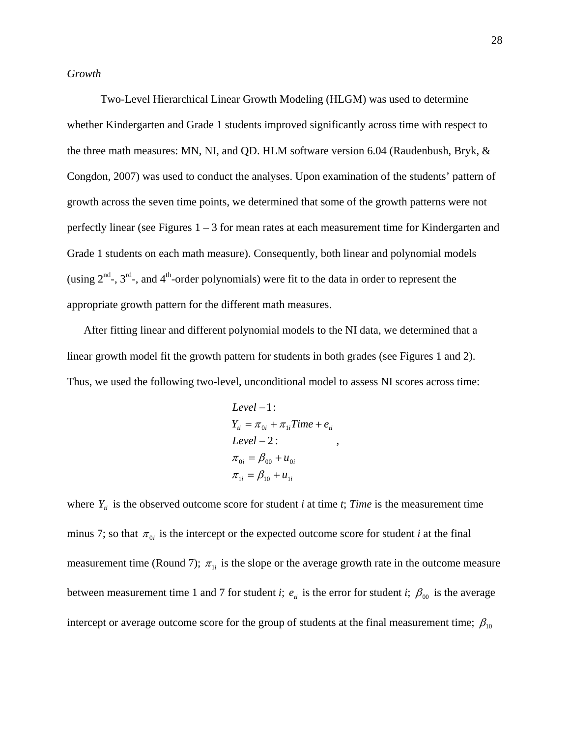*Growth*

Two-Level Hierarchical Linear Growth Modeling (HLGM) was used to determine whether Kindergarten and Grade 1 students improved significantly across time with respect to the three math measures: MN, NI, and QD. HLM software version 6.04 (Raudenbush, Bryk, & Congdon, 2007) was used to conduct the analyses. Upon examination of the students' pattern of growth across the seven time points, we determined that some of the growth patterns were not perfectly linear (see Figures 1 – 3 for mean rates at each measurement time for Kindergarten and Grade 1 students on each math measure). Consequently, both linear and polynomial models (using 2nd-, 3rd-, and 4th-order polynomials) were fit to the data in order to represent the appropriate growth pattern for the different math measures.

After fitting linear and different polynomial models to the NI data, we determined that a linear growth model fit the growth pattern for students in both grades (see Figures 1 and 2). Thus, we used the following two-level, unconditional model to assess NI scores across time:

$$
\begin{aligned}
&Level-1:\\
&Y_{ti} = \pi_{0i} + \pi_{1i}Time + e_{ti}\\
&Level-2:\\
&\pi_{0i} = \beta_{00} + u_{0i}\\
&\pi_{1i} = \beta_{10} + u_{1i}
\end{aligned}
,
$$

where $Y_{ti}$ is the observed outcome score for student *i* at time *t*; *Time* is the measurement time minus 7; so that $\pi_{0i}$ is the intercept or the expected outcome score for student *i* at the final measurement time (Round 7); $\pi_{1i}$ is the slope or the average growth rate in the outcome measure between measurement time 1 and 7 for student *i*; $e_{ti}$ is the error for student *i*; $\beta_{00}$ is the average intercept or average outcome score for the group of students at the final measurement time; $\beta_{10}$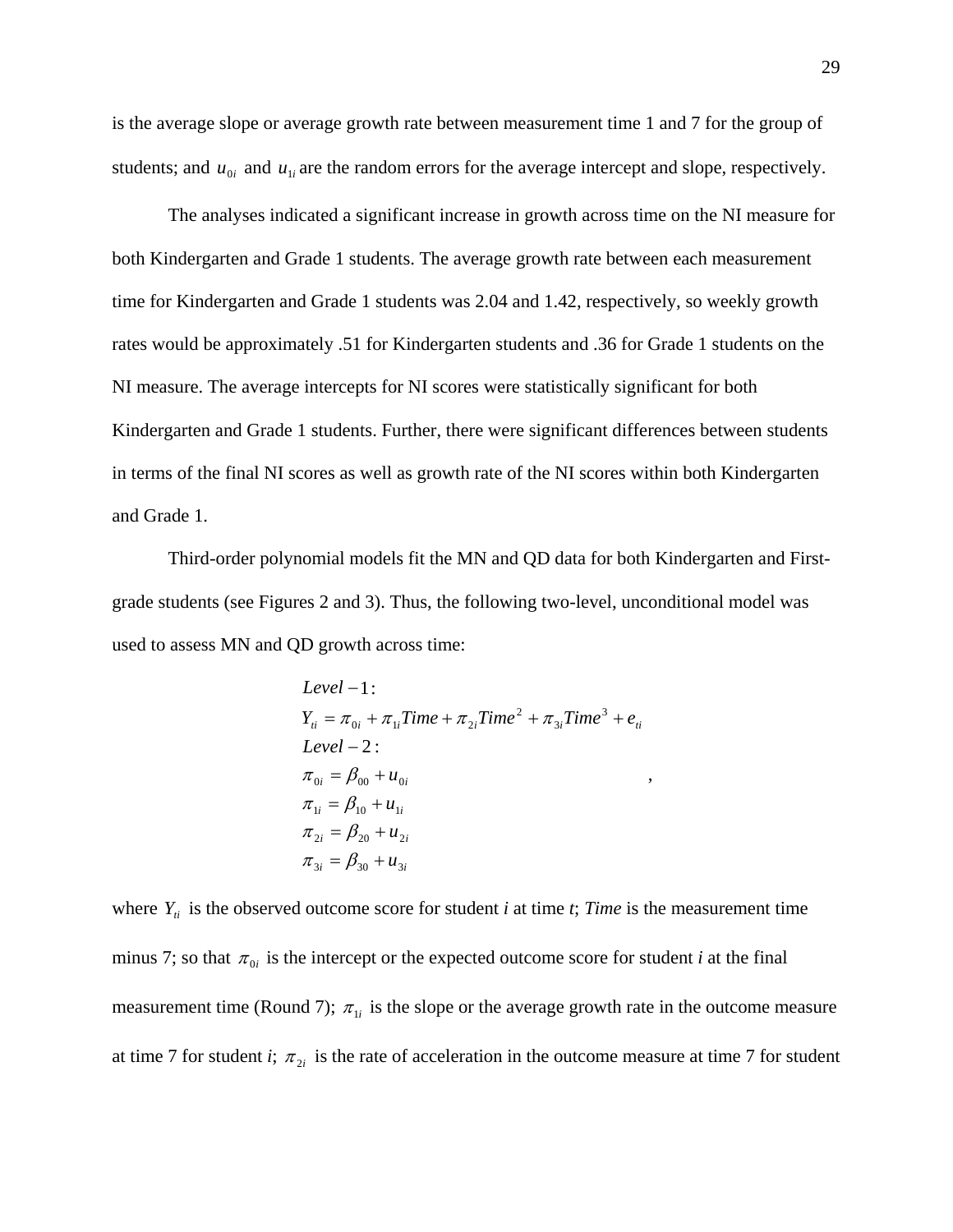is the average slope or average growth rate between measurement time 1 and 7 for the group of students; and $u_{0i}$ and $u_{1i}$ are the random errors for the average intercept and slope, respectively.

The analyses indicated a significant increase in growth across time on the NI measure for both Kindergarten and Grade 1 students. The average growth rate between each measurement time for Kindergarten and Grade 1 students was 2.04 and 1.42, respectively, so weekly growth rates would be approximately .51 for Kindergarten students and .36 for Grade 1 students on the NI measure. The average intercepts for NI scores were statistically significant for both Kindergarten and Grade 1 students. Further, there were significant differences between students in terms of the final NI scores as well as growth rate of the NI scores within both Kindergarten and Grade 1.

Third-order polynomial models fit the MN and QD data for both Kindergarten and First-grade students (see Figures 2 and 3). Thus, the following two-level, unconditional model was used to assess MN and QD growth across time:

$$
\begin{aligned}
&Level-1:\\
&Y_{ti} = \pi_{0i} + \pi_{1i}Time + \pi_{2i}Time^2 + \pi_{3i}Time^3 + e_{ti}\\
&Level-2:\\
&\pi_{0i} = \beta_{00} + u_{0i}\\
&\pi_{1i} = \beta_{10} + u_{1i}\\
&\pi_{2i} = \beta_{20} + u_{2i}\\
&\pi_{3i} = \beta_{30} + u_{3i}
\end{aligned}
,
$$

where $Y_{ti}$ is the observed outcome score for student *i* at time *t*; *Time* is the measurement time minus 7; so that $\pi_{0i}$ is the intercept or the expected outcome score for student *i* at the final measurement time (Round 7); $\pi_{1i}$ is the slope or the average growth rate in the outcome measure at time 7 for student *i*; $\pi_{2i}$ is the rate of acceleration in the outcome measure at time 7 for student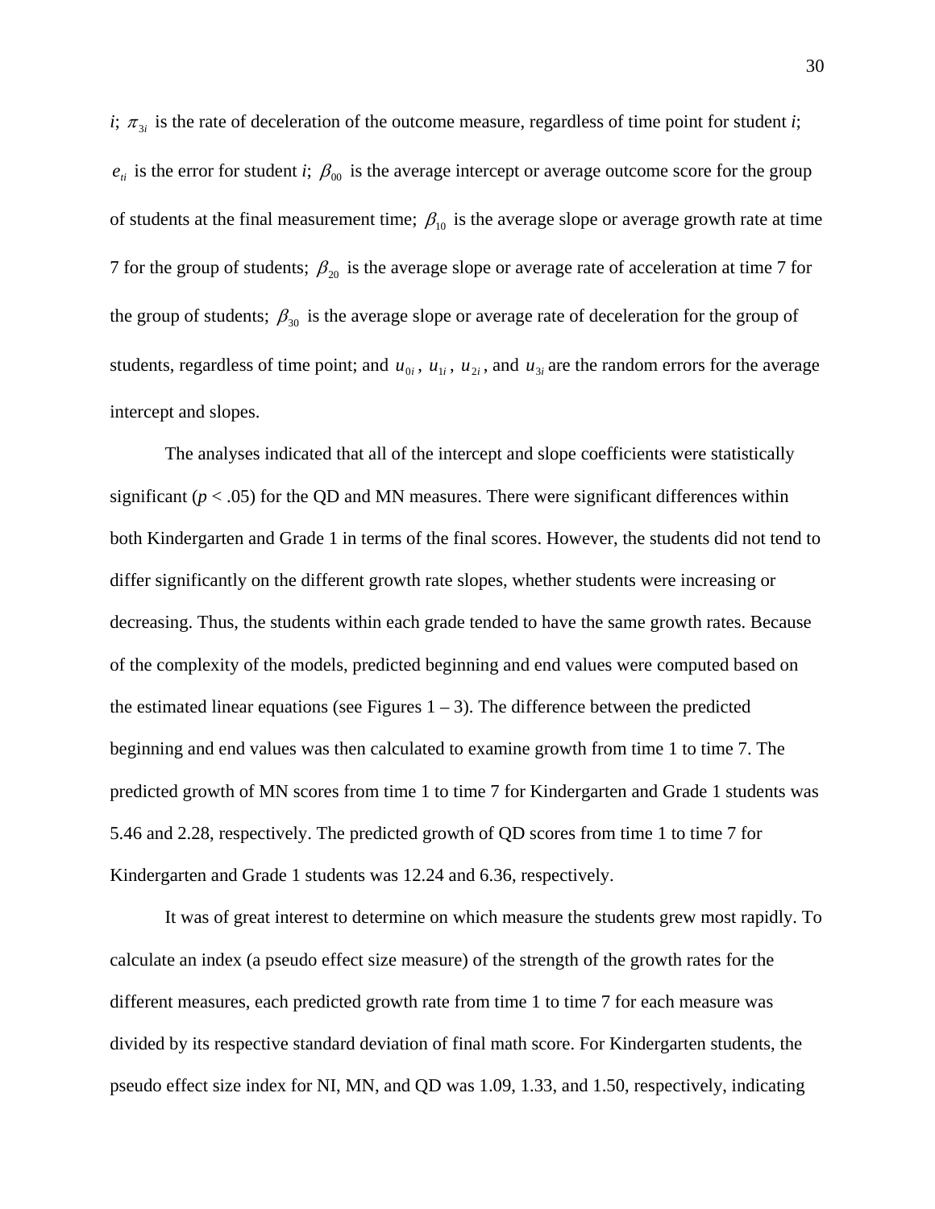*i*; $\pi_{3i}$ is the rate of deceleration of the outcome measure, regardless of time point for student *i*; $e_{ti}$ is the error for student *i*; $\beta_{00}$ is the average intercept or average outcome score for the group of students at the final measurement time; $\beta_{10}$ is the average slope or average growth rate at time 7 for the group of students; $\beta_{20}$ is the average slope or average rate of acceleration at time 7 for the group of students; $\beta_{30}$ is the average slope or average rate of deceleration for the group of students, regardless of time point; and $u_{0i}$, $u_{1i}$, $u_{2i}$, and $u_{3i}$ are the random errors for the average intercept and slopes.

The analyses indicated that all of the intercept and slope coefficients were statistically significant ($p < .05$) for the QD and MN measures. There were significant differences within both Kindergarten and Grade 1 in terms of the final scores. However, the students did not tend to differ significantly on the different growth rate slopes, whether students were increasing or decreasing. Thus, the students within each grade tended to have the same growth rates. Because of the complexity of the models, predicted beginning and end values were computed based on the estimated linear equations (see Figures 1 – 3). The difference between the predicted beginning and end values was then calculated to examine growth from time 1 to time 7. The predicted growth of MN scores from time 1 to time 7 for Kindergarten and Grade 1 students was 5.46 and 2.28, respectively. The predicted growth of QD scores from time 1 to time 7 for Kindergarten and Grade 1 students was 12.24 and 6.36, respectively.

It was of great interest to determine on which measure the students grew most rapidly. To calculate an index (a pseudo effect size measure) of the strength of the growth rates for the different measures, each predicted growth rate from time 1 to time 7 for each measure was divided by its respective standard deviation of final math score. For Kindergarten students, the pseudo effect size index for NI, MN, and QD was 1.09, 1.33, and 1.50, respectively, indicating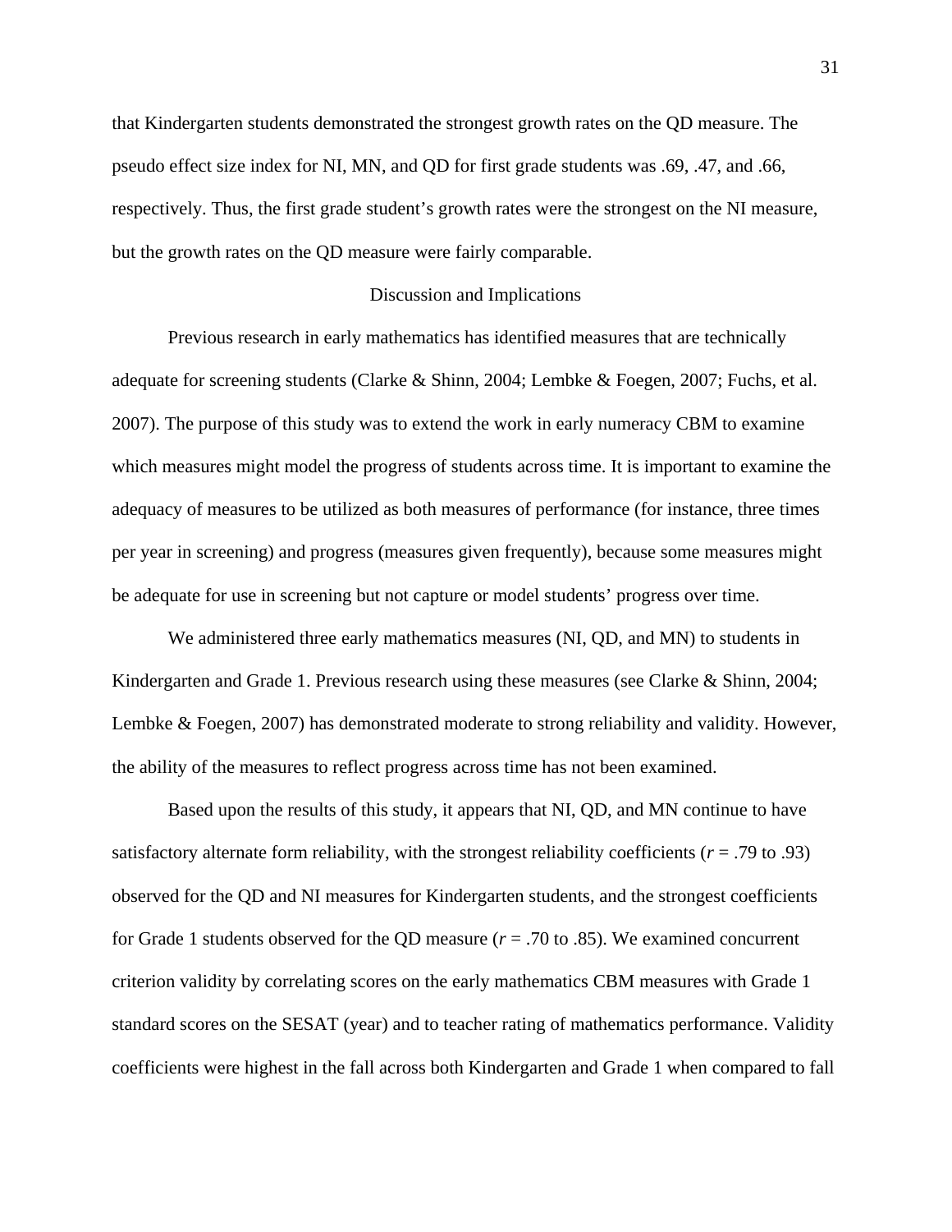that Kindergarten students demonstrated the strongest growth rates on the QD measure. The pseudo effect size index for NI, MN, and QD for first grade students was .69, .47, and .66, respectively. Thus, the first grade student's growth rates were the strongest on the NI measure, but the growth rates on the QD measure were fairly comparable.

## Discussion and Implications

Previous research in early mathematics has identified measures that are technically adequate for screening students (Clarke & Shinn, 2004; Lembke & Foegen, 2007; Fuchs, et al. 2007). The purpose of this study was to extend the work in early numeracy CBM to examine which measures might model the progress of students across time. It is important to examine the adequacy of measures to be utilized as both measures of performance (for instance, three times per year in screening) and progress (measures given frequently), because some measures might be adequate for use in screening but not capture or model students' progress over time.

We administered three early mathematics measures (NI, QD, and MN) to students in Kindergarten and Grade 1. Previous research using these measures (see Clarke & Shinn, 2004; Lembke & Foegen, 2007) has demonstrated moderate to strong reliability and validity. However, the ability of the measures to reflect progress across time has not been examined.

Based upon the results of this study, it appears that NI, QD, and MN continue to have satisfactory alternate form reliability, with the strongest reliability coefficients ($r$ = .79 to .93) observed for the QD and NI measures for Kindergarten students, and the strongest coefficients for Grade 1 students observed for the QD measure ($r$ = .70 to .85). We examined concurrent criterion validity by correlating scores on the early mathematics CBM measures with Grade 1 standard scores on the SESAT (year) and to teacher rating of mathematics performance. Validity coefficients were highest in the fall across both Kindergarten and Grade 1 when compared to fall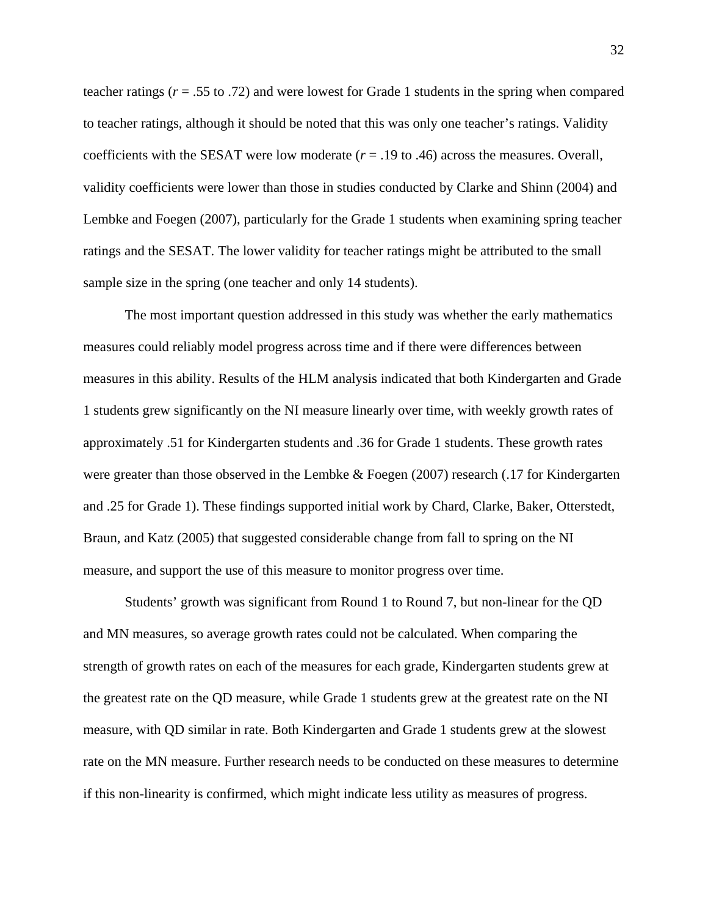teacher ratings ($r$ = .55 to .72) and were lowest for Grade 1 students in the spring when compared to teacher ratings, although it should be noted that this was only one teacher's ratings. Validity coefficients with the SESAT were low moderate ($r$ = .19 to .46) across the measures. Overall, validity coefficients were lower than those in studies conducted by Clarke and Shinn (2004) and Lembke and Foegen (2007), particularly for the Grade 1 students when examining spring teacher ratings and the SESAT. The lower validity for teacher ratings might be attributed to the small sample size in the spring (one teacher and only 14 students).

The most important question addressed in this study was whether the early mathematics measures could reliably model progress across time and if there were differences between measures in this ability. Results of the HLM analysis indicated that both Kindergarten and Grade 1 students grew significantly on the NI measure linearly over time, with weekly growth rates of approximately .51 for Kindergarten students and .36 for Grade 1 students. These growth rates were greater than those observed in the Lembke & Foegen (2007) research (.17 for Kindergarten and .25 for Grade 1). These findings supported initial work by Chard, Clarke, Baker, Otterstedt, Braun, and Katz (2005) that suggested considerable change from fall to spring on the NI measure, and support the use of this measure to monitor progress over time.

Students' growth was significant from Round 1 to Round 7, but non-linear for the QD and MN measures, so average growth rates could not be calculated. When comparing the strength of growth rates on each of the measures for each grade, Kindergarten students grew at the greatest rate on the QD measure, while Grade 1 students grew at the greatest rate on the NI measure, with QD similar in rate. Both Kindergarten and Grade 1 students grew at the slowest rate on the MN measure. Further research needs to be conducted on these measures to determine if this non-linearity is confirmed, which might indicate less utility as measures of progress.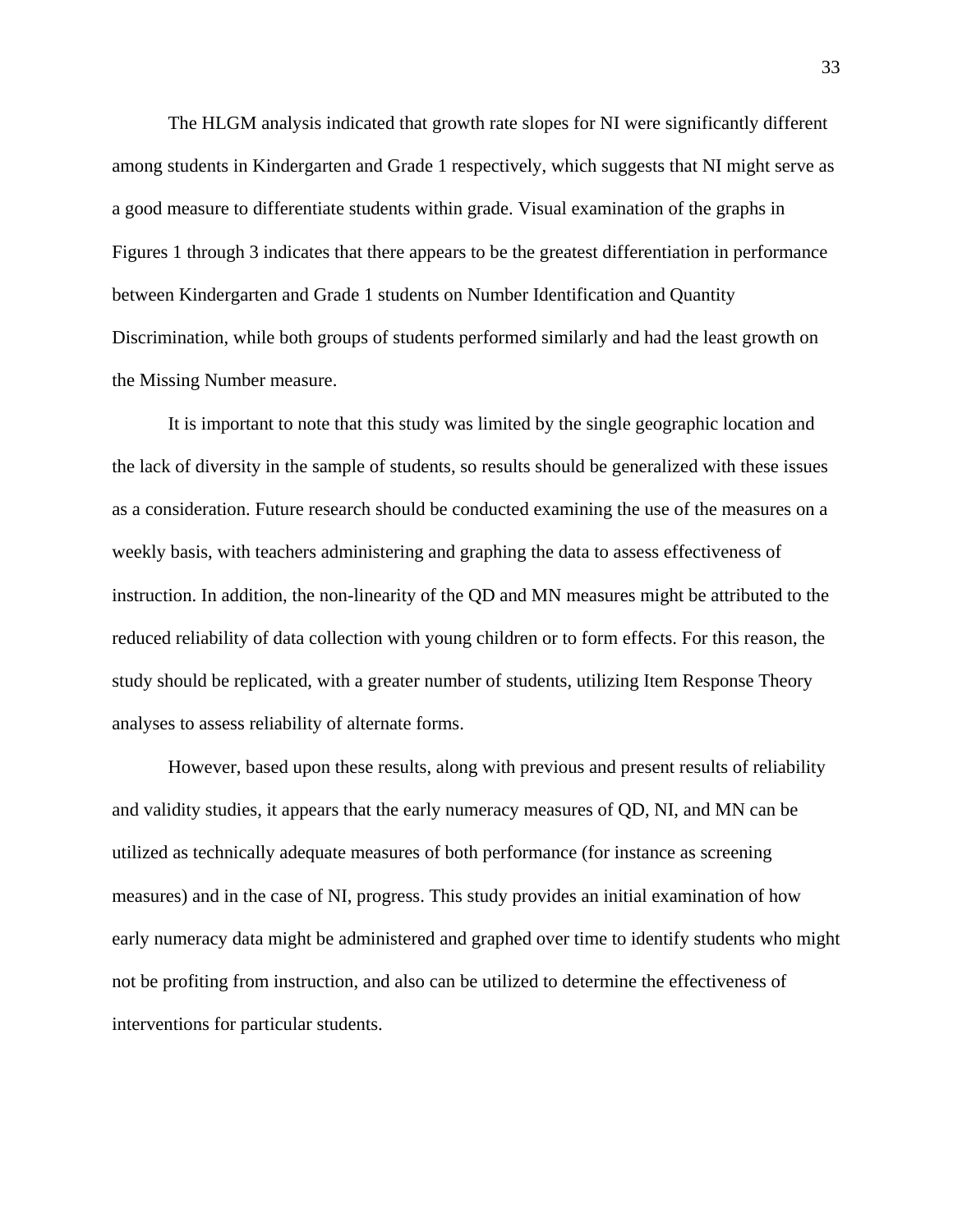The HLGM analysis indicated that growth rate slopes for NI were significantly different among students in Kindergarten and Grade 1 respectively, which suggests that NI might serve as a good measure to differentiate students within grade. Visual examination of the graphs in Figures 1 through 3 indicates that there appears to be the greatest differentiation in performance between Kindergarten and Grade 1 students on Number Identification and Quantity Discrimination, while both groups of students performed similarly and had the least growth on the Missing Number measure.

It is important to note that this study was limited by the single geographic location and the lack of diversity in the sample of students, so results should be generalized with these issues as a consideration. Future research should be conducted examining the use of the measures on a weekly basis, with teachers administering and graphing the data to assess effectiveness of instruction. In addition, the non-linearity of the QD and MN measures might be attributed to the reduced reliability of data collection with young children or to form effects. For this reason, the study should be replicated, with a greater number of students, utilizing Item Response Theory analyses to assess reliability of alternate forms.

However, based upon these results, along with previous and present results of reliability and validity studies, it appears that the early numeracy measures of QD, NI, and MN can be utilized as technically adequate measures of both performance (for instance as screening measures) and in the case of NI, progress. This study provides an initial examination of how early numeracy data might be administered and graphed over time to identify students who might not be profiting from instruction, and also can be utilized to determine the effectiveness of interventions for particular students.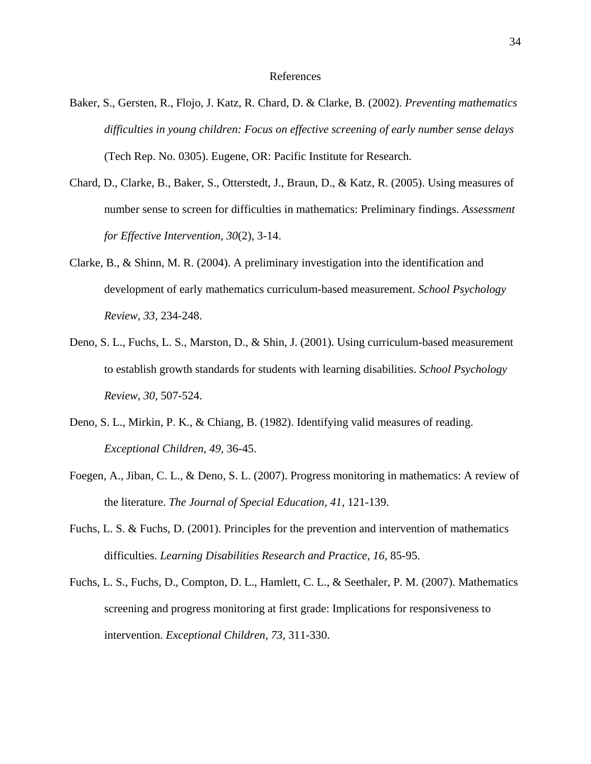# References

Baker, S., Gersten, R., Flojo, J. Katz, R. Chard, D. & Clarke, B. (2002). *Preventing mathematics difficulties in young children: Focus on effective screening of early number sense delays* (Tech Rep. No. 0305). Eugene, OR: Pacific Institute for Research.

Chard, D., Clarke, B., Baker, S., Otterstedt, J., Braun, D., & Katz, R. (2005). Using measures of number sense to screen for difficulties in mathematics: Preliminary findings. *Assessment for Effective Intervention, 30*(2), 3-14.

Clarke, B., & Shinn, M. R. (2004). A preliminary investigation into the identification and development of early mathematics curriculum-based measurement. *School Psychology Review, 33*, 234-248.

Deno, S. L., Fuchs, L. S., Marston, D., & Shin, J. (2001). Using curriculum-based measurement to establish growth standards for students with learning disabilities. *School Psychology Review, 30*, 507-524.

Deno, S. L., Mirkin, P. K., & Chiang, B. (1982). Identifying valid measures of reading. *Exceptional Children, 49*, 36-45.

Foegen, A., Jiban, C. L., & Deno, S. L. (2007). Progress monitoring in mathematics: A review of the literature. *The Journal of Special Education, 41*, 121-139.

Fuchs, L. S. & Fuchs, D. (2001). Principles for the prevention and intervention of mathematics difficulties. *Learning Disabilities Research and Practice, 16,* 85-95.

Fuchs, L. S., Fuchs, D., Compton, D. L., Hamlett, C. L., & Seethaler, P. M. (2007). Mathematics screening and progress monitoring at first grade: Implications for responsiveness to intervention. *Exceptional Children, 73*, 311-330.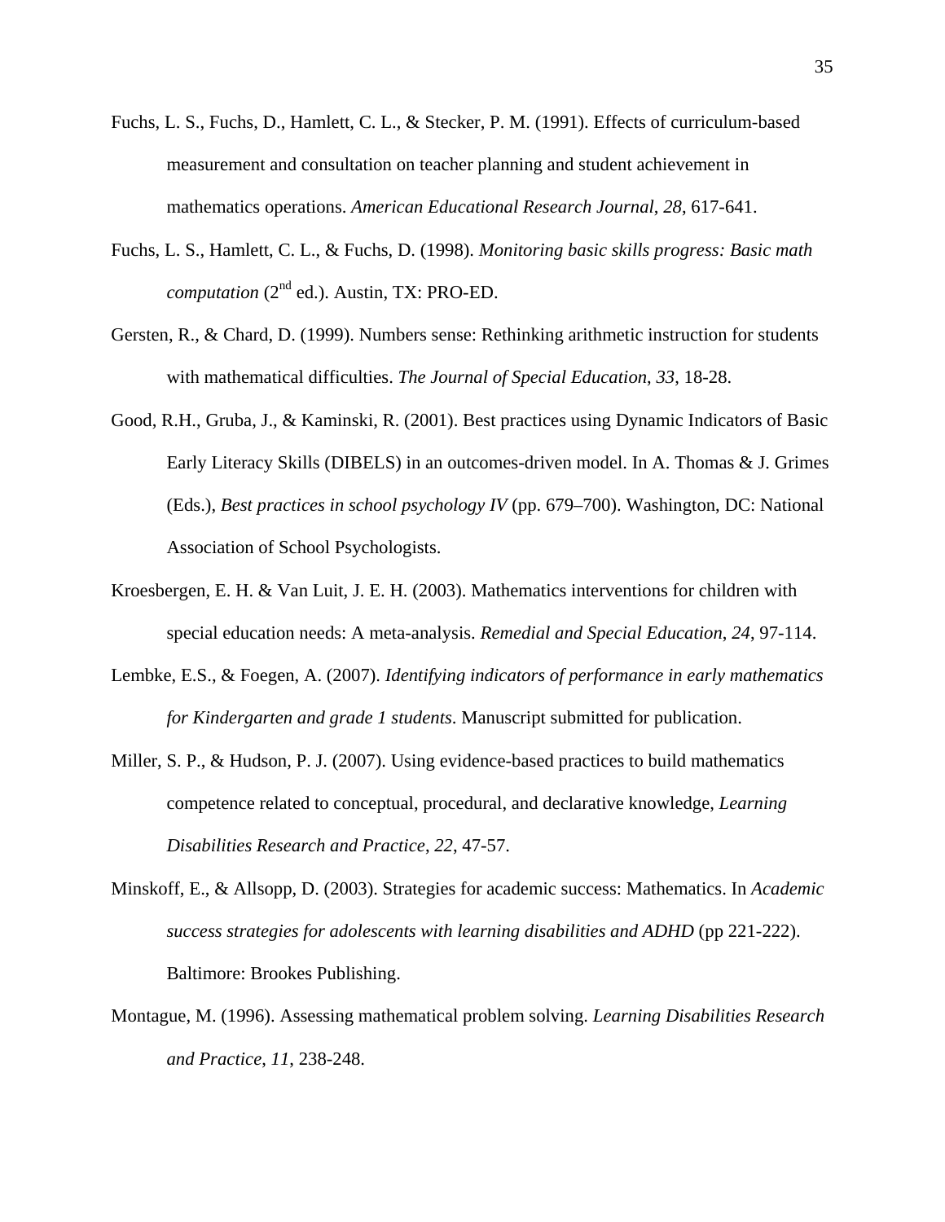Fuchs, L. S., Fuchs, D., Hamlett, C. L., & Stecker, P. M. (1991). Effects of curriculum-based measurement and consultation on teacher planning and student achievement in mathematics operations. *American Educational Research Journal*, *28*, 617-641.

Fuchs, L. S., Hamlett, C. L., & Fuchs, D. (1998). *Monitoring basic skills progress: Basic math computation* (2nd ed.). Austin, TX: PRO-ED.

Gersten, R., & Chard, D. (1999). Numbers sense: Rethinking arithmetic instruction for students with mathematical difficulties. *The Journal of Special Education*, *33*, 18-28.

Good, R.H., Gruba, J., & Kaminski, R. (2001). Best practices using Dynamic Indicators of Basic Early Literacy Skills (DIBELS) in an outcomes-driven model. In A. Thomas & J. Grimes (Eds.), *Best practices in school psychology IV* (pp. 679–700). Washington, DC: National Association of School Psychologists.

Kroesbergen, E. H. & Van Luit, J. E. H. (2003). Mathematics interventions for children with special education needs: A meta-analysis. *Remedial and Special Education*, *24*, 97-114.

Lembke, E.S., & Foegen, A. (2007). *Identifying indicators of performance in early mathematics for Kindergarten and grade 1 students*. Manuscript submitted for publication.

Miller, S. P., & Hudson, P. J. (2007). Using evidence-based practices to build mathematics competence related to conceptual, procedural, and declarative knowledge, *Learning Disabilities Research and Practice*, *22*, 47-57.

Minskoff, E., & Allsopp, D. (2003). Strategies for academic success: Mathematics. In *Academic success strategies for adolescents with learning disabilities and ADHD* (pp 221-222). Baltimore: Brookes Publishing.

Montague, M. (1996). Assessing mathematical problem solving. *Learning Disabilities Research and Practice*, *11*, 238-248.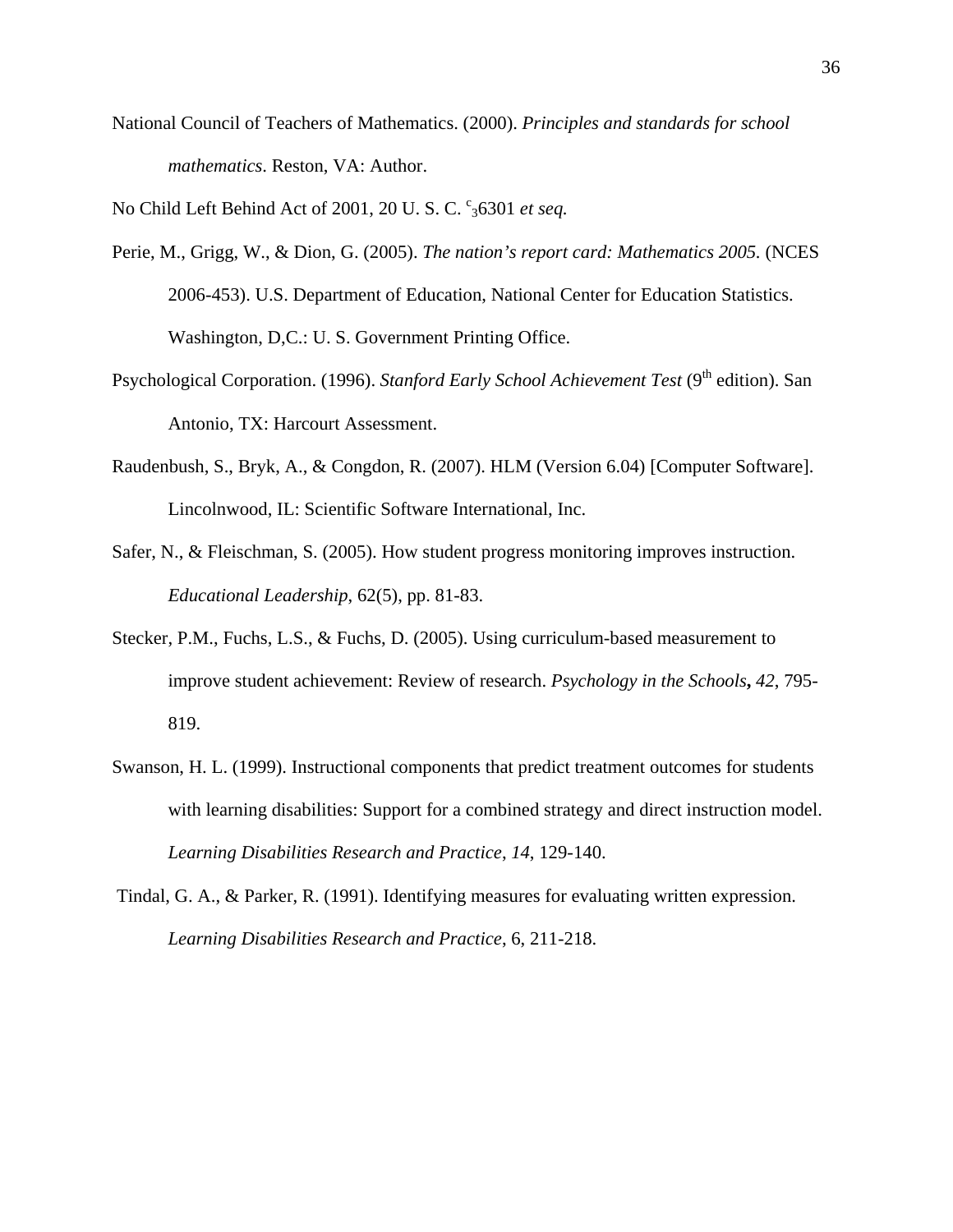National Council of Teachers of Mathematics. (2000). *Principles and standards for school mathematics*. Reston, VA: Author.

No Child Left Behind Act of 2001, 20 U. S. C. $^{c}{}_{3}$6301 *et seq.*

Perie, M., Grigg, W., & Dion, G. (2005). *The nation's report card: Mathematics 2005.* (NCES 2006-453). U.S. Department of Education, National Center for Education Statistics. Washington, D,C.: U. S. Government Printing Office.

Psychological Corporation. (1996). *Stanford Early School Achievement Test* (9th edition). San Antonio, TX: Harcourt Assessment.

Raudenbush, S., Bryk, A., & Congdon, R. (2007). HLM (Version 6.04) [Computer Software]. Lincolnwood, IL: Scientific Software International, Inc.

Safer, N., & Fleischman, S. (2005). How student progress monitoring improves instruction. *Educational Leadership*, 62(5), pp. 81-83.

Stecker, P.M., Fuchs, L.S., & Fuchs, D. (2005). Using curriculum-based measurement to improve student achievement: Review of research. *Psychology in the Schools***,** *42*, 795-819.

Swanson, H. L. (1999). Instructional components that predict treatment outcomes for students with learning disabilities: Support for a combined strategy and direct instruction model. *Learning Disabilities Research and Practice*, *14*, 129-140.

Tindal, G. A., & Parker, R. (1991). Identifying measures for evaluating written expression. *Learning Disabilities Research and Practice*, 6, 211-218.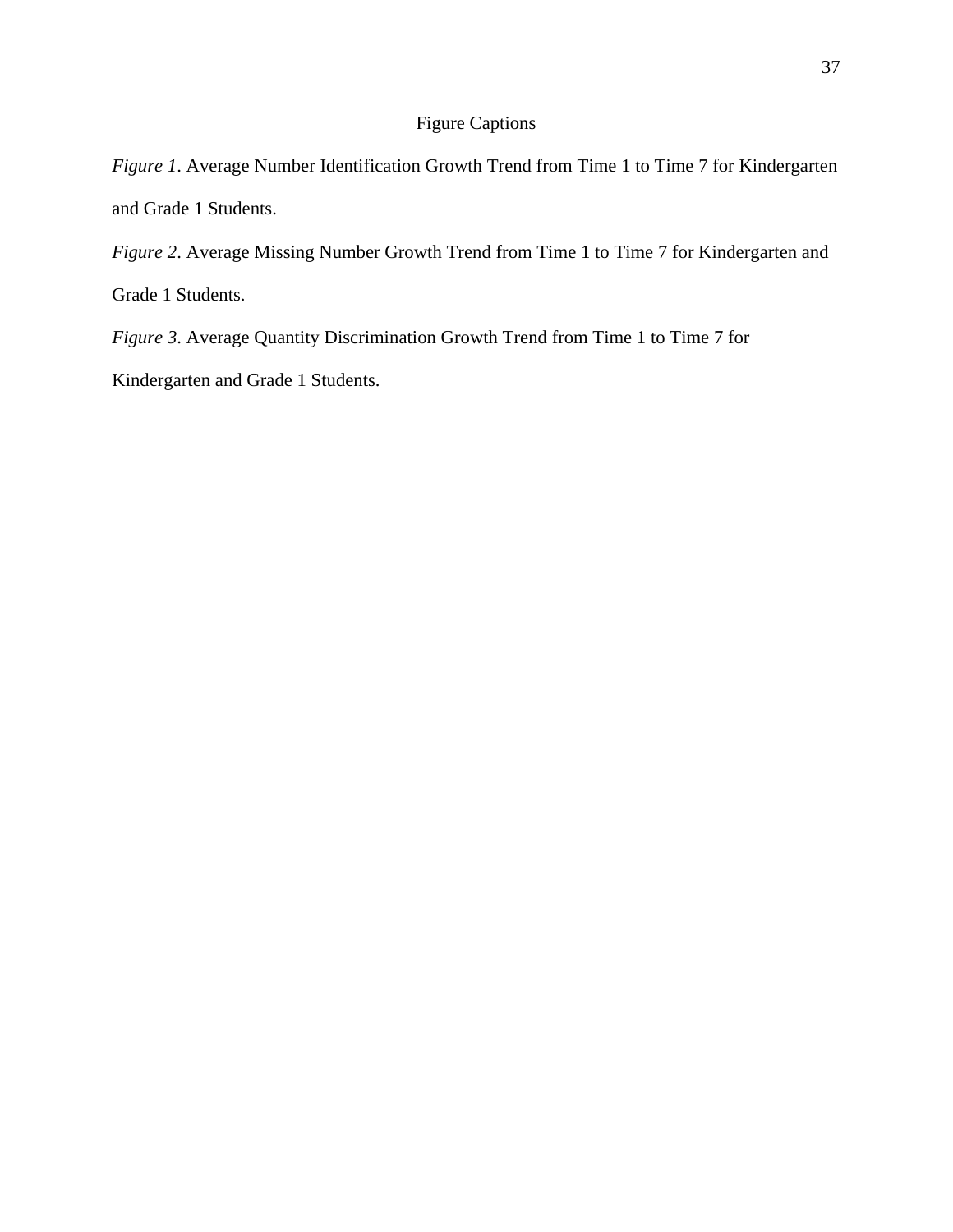# Figure Captions

*Figure 1*. Average Number Identification Growth Trend from Time 1 to Time 7 for Kindergarten and Grade 1 Students.

*Figure 2*. Average Missing Number Growth Trend from Time 1 to Time 7 for Kindergarten and Grade 1 Students.

*Figure 3*. Average Quantity Discrimination Growth Trend from Time 1 to Time 7 for Kindergarten and Grade 1 Students.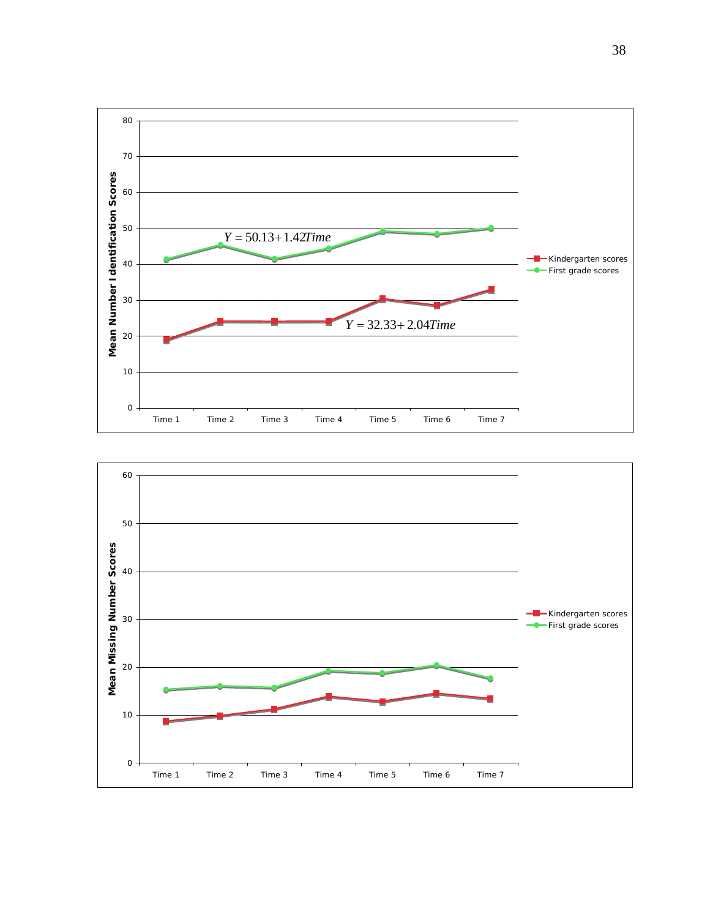Mean Number Identification Scores

$Y = 50.13 + 1.42Time$

$Y = 32.33 + 2.04Time$

Time 1, Time 2, Time 3, Time 4, Time 5, Time 6, Time 7

Kindergarten scores
First grade scores

Mean Missing Number Scores

Time 1, Time 2, Time 3, Time 4, Time 5, Time 6, Time 7

Kindergarten scores
First grade scores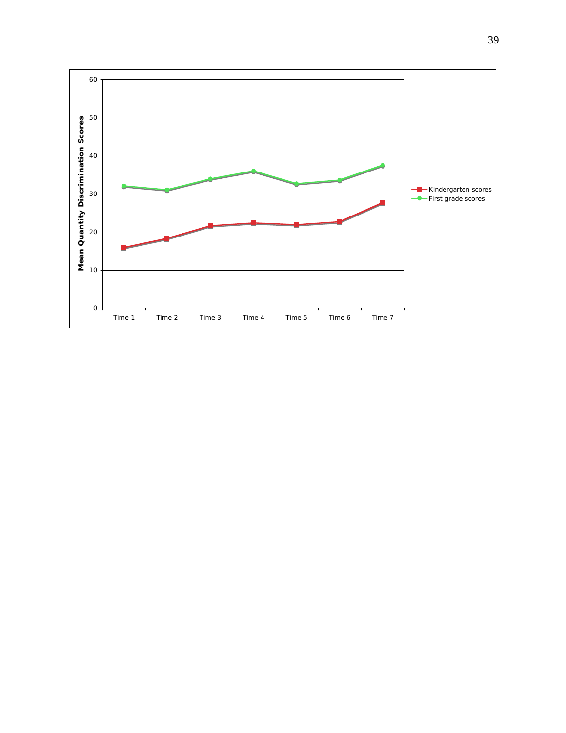60

50

40

30

20

10

0

Mean Quantity Discrimination Scores

Time 1

Time 2

Time 3

Time 4

Time 5

Time 6

Time 7

Kindergarten scores

First grade scores